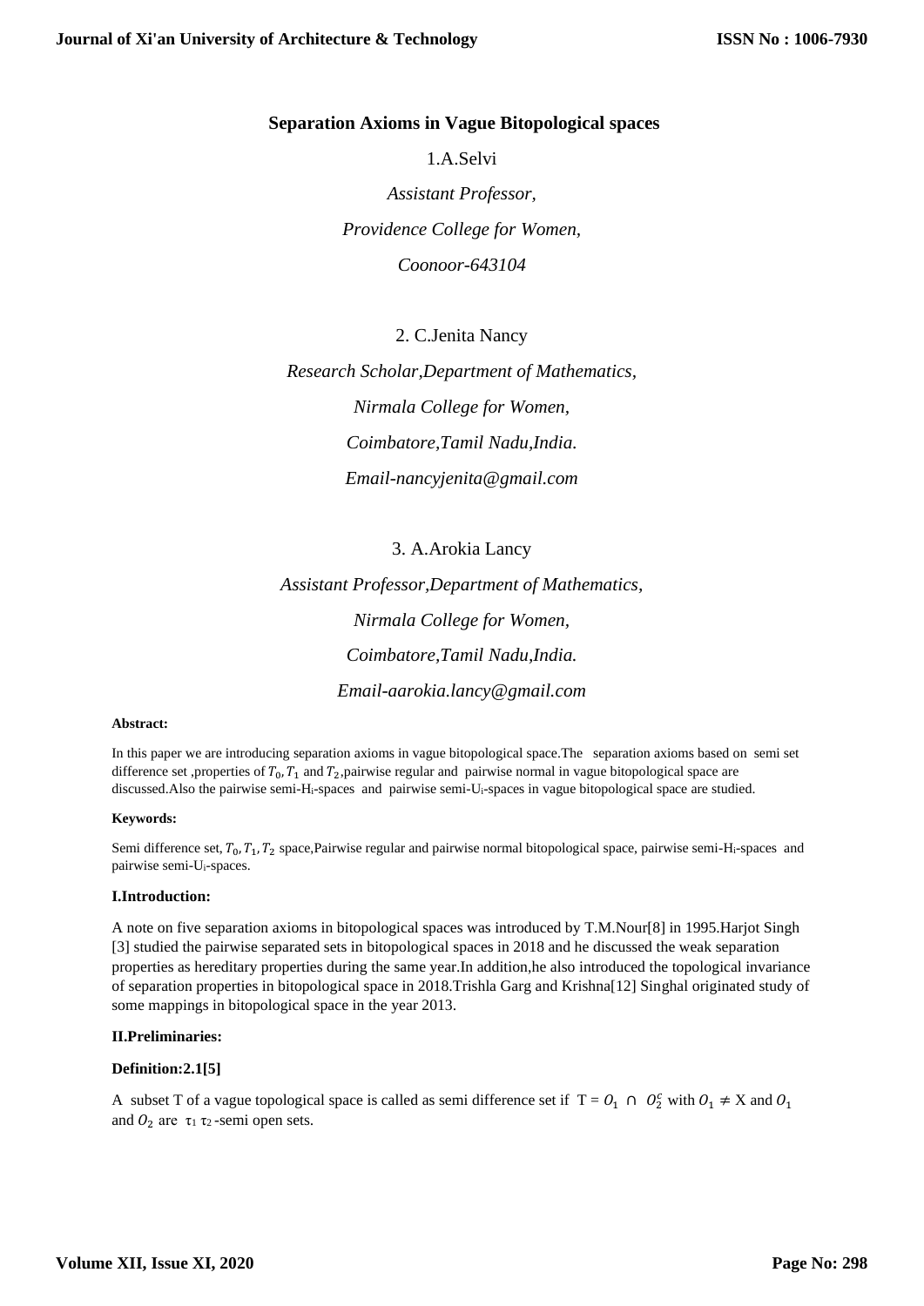# Separation Axioms in Vague Bitopological spaces

1.A.Selvi

*Assistant Professor,*

*Providence College for Women,*

*Coonoor-643104*

2. C.Jenita Nancy

*Research Scholar,Department of Mathematics,*

*Nirmala College for Women,*

*Coimbatore,Tamil Nadu,India.*

*Email-nancyjenita@gmail.com*

3. A.Arokia Lancy

*Assistant Professor,Department of Mathematics,*

*Nirmala College for Women,*

*Coimbatore,Tamil Nadu,India.*

*Email-aarokia.lancy@gmail.com*

**Abstract:**

In this paper we are introducing separation axioms in vague bitopological space.The separation axioms based on semi set difference set ,properties of $T_0, T_1$ and $T_2$,pairwise regular and pairwise normal in vague bitopological space are discussed.Also the pairwise semi-$H_i$-spaces and pairwise semi-$U_i$-spaces in vague bitopological space are studied.

**Keywords:**

Semi difference set, $T_0, T_1, T_2$ space,Pairwise regular and pairwise normal bitopological space, pairwise semi-$H_i$-spaces and pairwise semi-$U_i$-spaces.

**I.Introduction:**

A note on five separation axioms in bitopological spaces was introduced by T.M.Nour[8] in 1995.Harjot Singh [3] studied the pairwise separated sets in bitopological spaces in 2018 and he discussed the weak separation properties as hereditary properties during the same year.In addition,he also introduced the topological invariance of separation properties in bitopological space in 2018.Trishla Garg and Krishna[12] Singhal originated study of some mappings in bitopological space in the year 2013.

**II.Preliminaries:**

**Definition:2.1[5]**

A subset T of a vague topological space is called as semi difference set if $T = O_1 \cap O_2^c$ with $O_1 \neq X$ and $O_1$ and $O_2$ are $\tau_1 \tau_2$-semi open sets.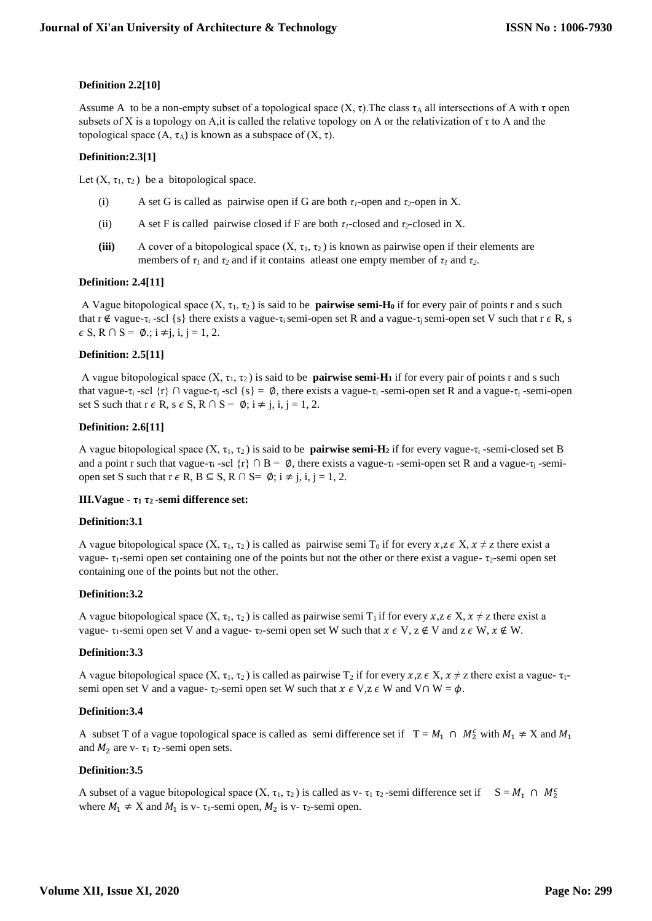**Definition 2.2[10]**

Assume A to be a non-empty subset of a topological space (X, τ).The class $\tau_A$ all intersections of A with τ open subsets of X is a topology on A,it is called the relative topology on A or the relativization of τ to A and the topological space (A, $\tau_A$) is known as a subspace of (X, τ).

**Definition:2.3[1]**

Let (X, $\tau_1$, $\tau_2$) be a bitopological space.

(i) A set G is called as pairwise open if G are both $\tau_1$-open and $\tau_2$-open in X.

(ii) A set F is called pairwise closed if F are both $\tau_1$-closed and $\tau_2$-closed in X.

**(iii)** A cover of a bitopological space (X, $\tau_1$, $\tau_2$) is known as pairwise open if their elements are members of $\tau_1$ and $\tau_2$ and if it contains atleast one empty member of $\tau_1$ and $\tau_2$.

**Definition: 2.4[11]**

A Vague bitopological space (X, $\tau_1$, $\tau_2$) is said to be **pairwise semi-$H_0$** if for every pair of points r and s such that r ∉ vague-$\tau_i$ -scl {s} there exists a vague-$\tau_i$ semi-open set R and a vague-$\tau_j$ semi-open set V such that r ϵ R, s ϵ S, R ∩ S = ∅.; i ≠j, i, j = 1, 2.

**Definition: 2.5[11]**

A vague bitopological space (X, $\tau_1$, $\tau_2$) is said to be **pairwise semi-$H_1$** if for every pair of points r and s such that vague-$\tau_i$ -scl {r} ∩ vague-$\tau_j$ -scl {s} = ∅, there exists a vague-$\tau_i$ -semi-open set R and a vague-$\tau_j$ -semi-open set S such that r ϵ R, s ϵ S, R ∩ S = ∅; i ≠ j, i, j = 1, 2.

**Definition: 2.6[11]**

A vague bitopological space (X, $\tau_1$, $\tau_2$) is said to be **pairwise semi-$H_2$** if for every vague-$\tau_i$ -semi-closed set B and a point r such that vague-$\tau_i$ -scl {r} ∩ B = ∅, there exists a vague-$\tau_i$ -semi-open set R and a vague-$\tau_j$ -semi-open set S such that r ϵ R, B ⊆ S, R ∩ S= ∅; i ≠ j, i, j = 1, 2.

**III.Vague - $\tau_1$ $\tau_2$ -semi difference set:**

**Definition:3.1**

A vague bitopological space (X, $\tau_1$, $\tau_2$) is called as pairwise semi $T_0$ if for every $x$,z ϵ X, $x \neq z$ there exist a vague- $\tau_1$-semi open set containing one of the points but not the other or there exist a vague- $\tau_2$-semi open set containing one of the points but not the other.

**Definition:3.2**

A vague bitopological space (X, $\tau_1$, $\tau_2$) is called as pairwise semi $T_1$ if for every $x$,z ϵ X, $x \neq z$ there exist a vague- $\tau_1$-semi open set V and a vague- $\tau_2$-semi open set W such that $x$ ϵ V, z ∉ V and z ϵ W, $x$ ∉ W.

**Definition:3.3**

A vague bitopological space (X, $\tau_1$, $\tau_2$) is called as pairwise $T_2$ if for every $x$,z ϵ X, $x \neq z$ there exist a vague- $\tau_1$-semi open set V and a vague- $\tau_2$-semi open set W such that $x$ ϵ V,z ϵ W and V∩ W = $\phi$.

**Definition:3.4**

A subset T of a vague topological space is called as semi difference set if T = $M_1 \cap M_2^c$ with $M_1 \neq$ X and $M_1$ and $M_2$ are v- $\tau_1$ $\tau_2$ -semi open sets.

**Definition:3.5**

A subset of a vague bitopological space (X, $\tau_1$, $\tau_2$) is called as v- $\tau_1$ $\tau_2$ -semi difference set if S = $M_1 \cap M_2^c$ where $M_1 \neq$ X and $M_1$ is v- $\tau_1$-semi open, $M_2$ is v- $\tau_2$-semi open.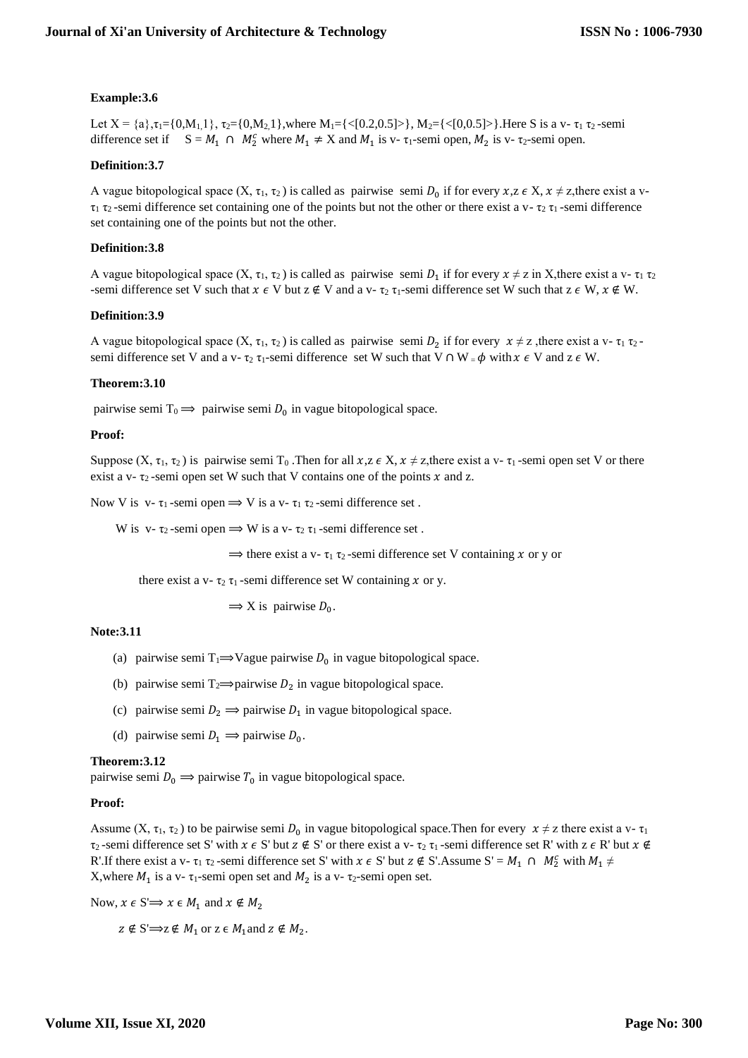**Example:3.6**

Let X = {a}, $\tau_1$={0,$M_1$,1}, $\tau_2$={0,$M_2$,1},where $M_1$={<[0.2,0.5]>}, $M_2$={<[0,0.5]>}.Here S is a v- $\tau_1$ $\tau_2$ -semi difference set if  S = $M_1 \cap M_2^c$ where $M_1 \neq$ X and $M_1$ is v- $\tau_1$-semi open, $M_2$ is v- $\tau_2$-semi open.

**Definition:3.7**

A vague bitopological space (X, $\tau_1$, $\tau_2$ ) is called as pairwise semi $D_0$ if for every $x$,z $\epsilon$ X, $x \neq$ z,there exist a v- $\tau_1$ $\tau_2$ -semi difference set containing one of the points but not the other or there exist a v- $\tau_2$ $\tau_1$ -semi difference set containing one of the points but not the other.

**Definition:3.8**

A vague bitopological space (X, $\tau_1$, $\tau_2$ ) is called as pairwise semi $D_1$ if for every $x \neq$ z in X,there exist a v- $\tau_1$ $\tau_2$ -semi difference set V such that $x$ $\epsilon$ V but z $\notin$ V and a v- $\tau_2$ $\tau_1$-semi difference set W such that z $\epsilon$ W, $x \notin$ W.

**Definition:3.9**

A vague bitopological space (X, $\tau_1$, $\tau_2$ ) is called as pairwise semi $D_2$ if for every $x \neq$ z ,there exist a v- $\tau_1$ $\tau_2$ -semi difference set V and a v- $\tau_2$ $\tau_1$-semi difference set W such that V ∩ W = $\phi$ with $x$ $\epsilon$ V and z $\epsilon$ W.

**Theorem:3.10**

pairwise semi $T_0 \Longrightarrow$ pairwise semi $D_0$ in vague bitopological space.

**Proof:**

Suppose (X, $\tau_1$, $\tau_2$ ) is pairwise semi $T_0$ .Then for all $x$,z $\epsilon$ X, $x \neq$ z,there exist a v- $\tau_1$ -semi open set V or there exist a v- $\tau_2$ -semi open set W such that V contains one of the points $x$ and z.

Now V is v- $\tau_1$ -semi open $\Longrightarrow$ V is a v- $\tau_1$ $\tau_2$ -semi difference set .

W is v- $\tau_2$ -semi open $\Longrightarrow$ W is a v- $\tau_2$ $\tau_1$ -semi difference set .

$\Longrightarrow$ there exist a v- $\tau_1$ $\tau_2$ -semi difference set V containing $x$ or y or

there exist a v- $\tau_2$ $\tau_1$ -semi difference set W containing $x$ or y.

$\Longrightarrow$ X is pairwise $D_0$.

**Note:3.11**

(a) pairwise semi $T_1 \Longrightarrow$Vague pairwise $D_0$ in vague bitopological space.

(b) pairwise semi $T_2 \Longrightarrow$pairwise $D_2$ in vague bitopological space.

(c) pairwise semi $D_2 \Longrightarrow$ pairwise $D_1$ in vague bitopological space.

(d) pairwise semi $D_1 \Longrightarrow$ pairwise $D_0$.

**Theorem:3.12**

pairwise semi $D_0 \Longrightarrow$ pairwise $T_0$ in vague bitopological space.

**Proof:**

Assume (X, $\tau_1$, $\tau_2$ ) to be pairwise semi $D_0$ in vague bitopological space.Then for every $x \neq$ z there exist a v- $\tau_1$ $\tau_2$ -semi difference set S' with $x$ $\epsilon$ S' but $z \notin$ S' or there exist a v- $\tau_2$ $\tau_1$ -semi difference set R' with z $\epsilon$ R' but $x \notin$ R'.If there exist a v- $\tau_1$ $\tau_2$ -semi difference set S' with $x$ $\epsilon$ S' but $z \notin$ S'.Assume S' = $M_1 \cap M_2^c$ with $M_1 \neq$ X,where $M_1$ is a v- $\tau_1$-semi open set and $M_2$ is a v- $\tau_2$-semi open set.

Now, $x$ $\epsilon$ S'$\Longrightarrow$ $x \in M_1$ and $x \notin M_2$

$z \notin$ S'$\Longrightarrow$z $\notin M_1$ or z $\epsilon$ $M_1$and $z \notin M_2$.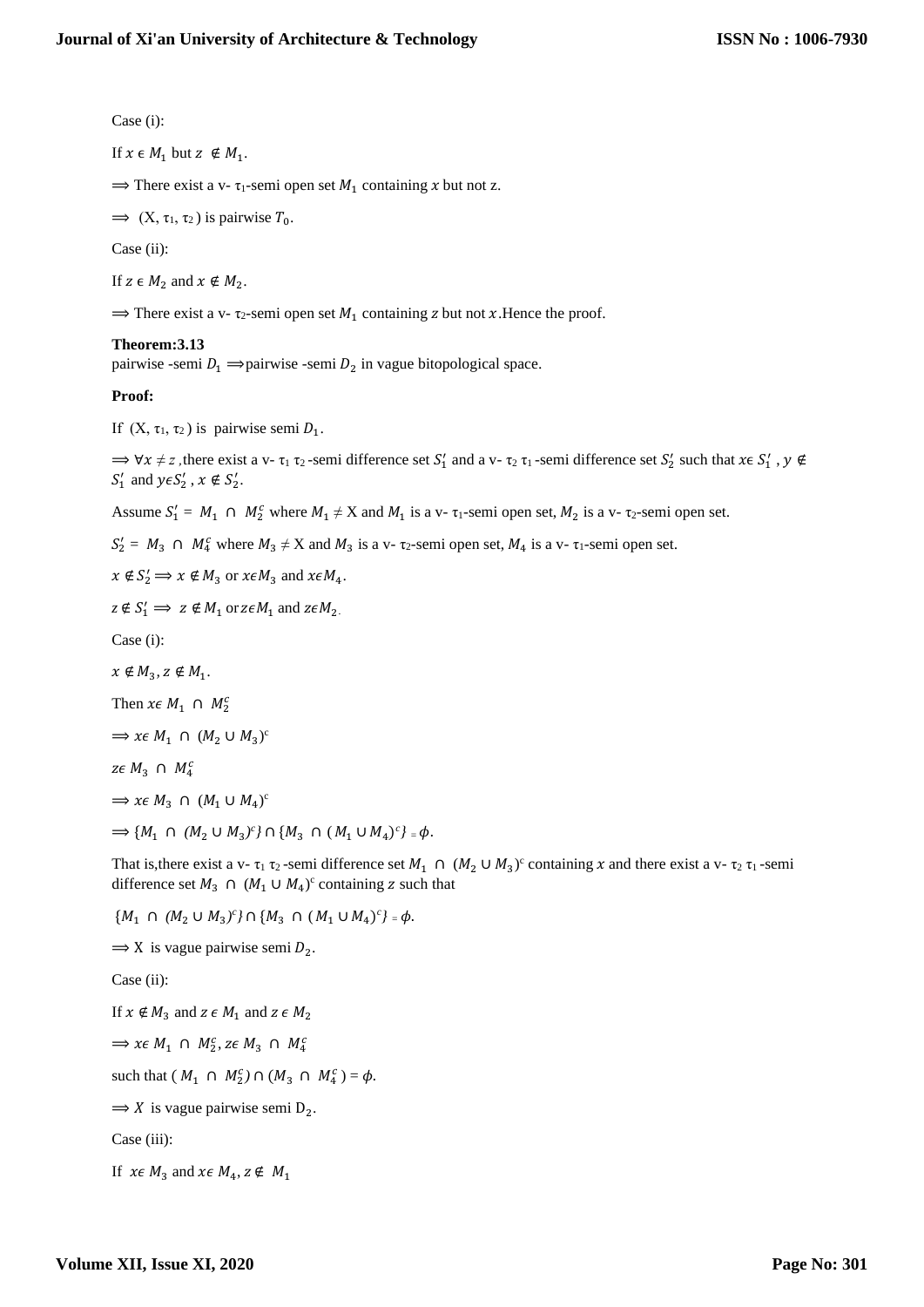Case (i):

If $x \in M_1$ but $z \notin M_1$.

$\Longrightarrow$ There exist a v- $\tau_1$-semi open set $M_1$ containing $x$ but not z.

$\Longrightarrow$ (X, $\tau_1$, $\tau_2$ ) is pairwise $T_0$.

Case (ii):

If $z \in M_2$ and $x \notin M_2$.

$\Longrightarrow$ There exist a v- $\tau_2$-semi open set $M_1$ containing $z$ but not $x$.Hence the proof.

**Theorem:3.13**
pairwise -semi $D_1$ $\Longrightarrow$pairwise -semi $D_2$ in vague bitopological space.

**Proof:**

If (X, $\tau_1$, $\tau_2$ ) is pairwise semi $D_1$.

$\Longrightarrow \forall x \neq z$ ,there exist a v- $\tau_1$ $\tau_2$ -semi difference set $S_1'$ and a v- $\tau_2$ $\tau_1$ -semi difference set $S_2'$ such that $x\epsilon\, S_1'$ , $y \notin S_1'$ and $y\epsilon S_2'$ , $x \notin S_2'$.

Assume $S_1' = M_1 \cap M_2^c$ where $M_1 \neq$ X and $M_1$ is a v- $\tau_1$-semi open set, $M_2$ is a v- $\tau_2$-semi open set.

$S_2' = M_3 \cap M_4^c$ where $M_3 \neq$ X and $M_3$ is a v- $\tau_2$-semi open set, $M_4$ is a v- $\tau_1$-semi open set.

$x \notin S_2' \Longrightarrow x \notin M_3$ or $x\epsilon M_3$ and $x\epsilon M_4$.

$z \notin S_1' \Longrightarrow z \notin M_1$ or $z\epsilon M_1$ and $z\epsilon M_2$.

Case (i):

$x \notin M_3, z \notin M_1$.

Then $x\epsilon\, M_1 \cap M_2^c$

$\Longrightarrow x\epsilon\, M_1 \cap (M_2 \cup M_3)^c$

$z\epsilon\, M_3 \cap M_4^c$

$\Longrightarrow x\epsilon\, M_3 \cap (M_1 \cup M_4)^c$

$\Longrightarrow \{M_1 \cap (M_2 \cup M_3)^c\} \cap \{M_3 \cap (M_1 \cup M_4)^c\} = \phi$.

That is,there exist a v- $\tau_1$ $\tau_2$ -semi difference set $M_1 \cap (M_2 \cup M_3)^c$ containing $x$ and there exist a v- $\tau_2$ $\tau_1$ -semi difference set $M_3 \cap (M_1 \cup M_4)^c$ containing $z$ such that

$\{M_1 \cap (M_2 \cup M_3)^c\} \cap \{M_3 \cap (M_1 \cup M_4)^c\} = \phi$.

$\Longrightarrow$ X is vague pairwise semi $D_2$.

Case (ii):

If $x \notin M_3$ and $z \epsilon M_1$ and $z \epsilon M_2$

$\Longrightarrow x\epsilon\, M_1 \cap M_2^c, z\epsilon\, M_3 \cap M_4^c$

such that $(M_1 \cap M_2^c) \cap (M_3 \cap M_4^c) = \phi$.

$\Longrightarrow X$ is vague pairwise semi $D_2$.

Case (iii):

If $x\epsilon\, M_3$ and $x\epsilon\, M_4$, $z \notin M_1$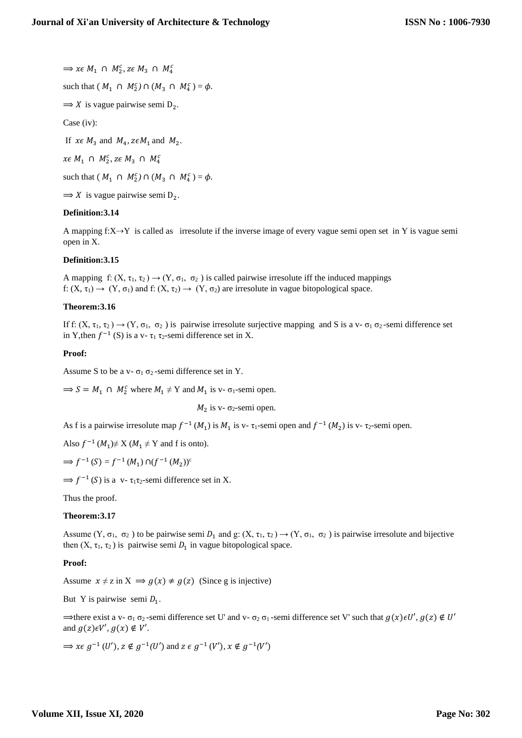$\Longrightarrow x \epsilon\ M_1\ \cap\ M_2^c, z \epsilon\ M_3\ \cap\ M_4^c$

such that ( $M_1\ \cap\ M_2^c) \cap (M_3\ \cap\ M_4^c$ ) = $\phi$.

$\Longrightarrow X$ is vague pairwise semi $D_2$.

Case (iv):

If $x \epsilon\ M_3$ and $M_4, z \epsilon M_1$ and $M_2$.

$x \epsilon\ M_1\ \cap\ M_2^c, z \epsilon\ M_3\ \cap\ M_4^c$

such that ( $M_1\ \cap\ M_2^c) \cap (M_3\ \cap\ M_4^c$ ) = $\phi$.

$\Longrightarrow X$ is vague pairwise semi $D_2$.

**Definition:3.14**

A mapping f:X⇢Y is called as irresolute if the inverse image of every vague semi open set in Y is vague semi open in X.

**Definition:3.15**

A mapping f: $(X, \tau_1, \tau_2) \rightarrow (Y, \sigma_1, \sigma_2)$ is called pairwise irresolute iff the induced mappings f: $(X, \tau_1) \rightarrow (Y, \sigma_1)$ and f: $(X, \tau_2) \rightarrow (Y, \sigma_2)$ are irresolute in vague bitopological space.

**Theorem:3.16**

If f: $(X, \tau_1, \tau_2) \rightarrow (Y, \sigma_1, \sigma_2)$ is pairwise irresolute surjective mapping and S is a v- $\sigma_1\ \sigma_2$-semi difference set in Y,then $f^{-1}$ (S) is a v- $\tau_1\ \tau_2$-semi difference set in X.

**Proof:**

Assume S to be a v- $\sigma_1\ \sigma_2$-semi difference set in Y.

$\Longrightarrow S = M_1\ \cap\ M_2^c$ where $M_1 \neq$ Y and $M_1$ is v- $\sigma_1$-semi open.

$M_2$ is v- $\sigma_2$-semi open.

As f is a pairwise irresolute map $f^{-1}(M_1)$ is $M_1$ is v- $\tau_1$-semi open and $f^{-1}(M_2)$ is v- $\tau_2$-semi open.

Also $f^{-1}(M_1) \neq$ X ($M_1 \neq$ Y and f is onto).

$\Longrightarrow f^{-1}(S) = f^{-1}(M_1) \cap (f^{-1}(M_2))^c$

$\Longrightarrow f^{-1}(S)$ is a v- $\tau_1\tau_2$-semi difference set in X.

Thus the proof.

**Theorem:3.17**

Assume $(Y, \sigma_1, \sigma_2)$ to be pairwise semi $D_1$ and g: $(X, \tau_1, \tau_2) \rightarrow (Y, \sigma_1, \sigma_2)$ is pairwise irresolute and bijective then $(X, \tau_1, \tau_2)$ is pairwise semi $D_1$ in vague bitopological space.

**Proof:**

Assume $x \neq$ z in X $\Longrightarrow g(x) \neq g(z)$ (Since g is injective)

But Y is pairwise semi $D_1$.

$\Longrightarrow$there exist a v- $\sigma_1\ \sigma_2$-semi difference set U' and v- $\sigma_2\ \sigma_1$-semi difference set V' such that $g(x) \epsilon U', g(z) \notin U'$ and $g(z) \epsilon V', g(x) \notin V'$.

$\Longrightarrow x \epsilon\ g^{-1}(U'), z \notin g^{-1}(U')$ and $z\ \epsilon\ g^{-1}(V'), x \notin g^{-1}(V')$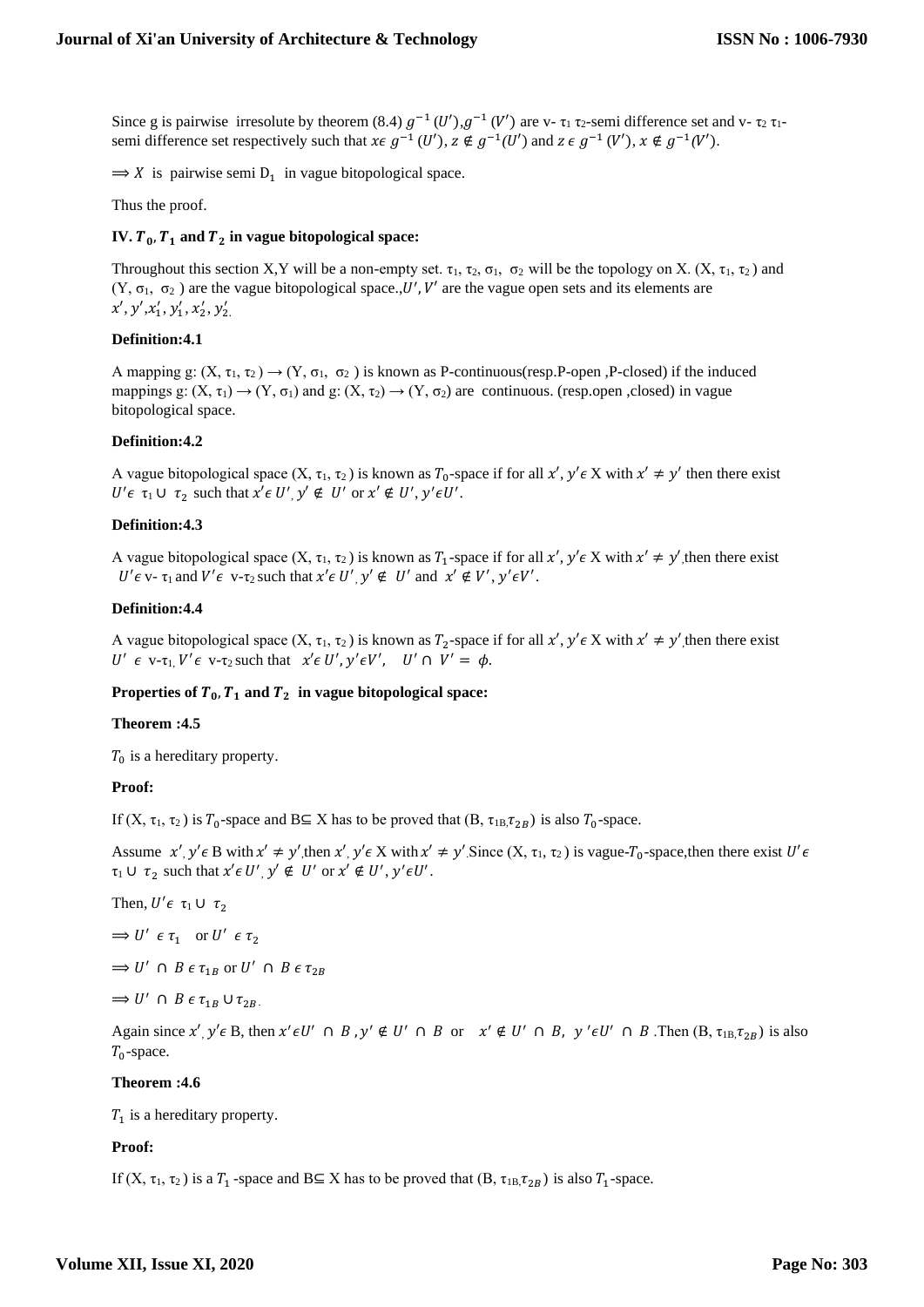Since g is pairwise irresolute by theorem (8.4) $g^{-1}(U')$, $g^{-1}(V')$ are v- $\tau_1\tau_2$-semi difference set and v- $\tau_2\tau_1$-semi difference set respectively such that $x\epsilon\ g^{-1}(U')$, $z \notin g^{-1}(U')$ and $z\ \epsilon\ g^{-1}(V')$, $x \notin g^{-1}(V')$.

$\Longrightarrow X$ is pairwise semi $D_1$ in vague bitopological space.

Thus the proof.

### IV. $T_0, T_1$ and $T_2$ in vague bitopological space:

Throughout this section X,Y will be a non-empty set. $\tau_1$, $\tau_2$, $\sigma_1$, $\sigma_2$ will be the topology on X. (X, $\tau_1$, $\tau_2$) and (Y, $\sigma_1$, $\sigma_2$) are the vague bitopological space.,$U', V'$ are the vague open sets and its elements are $x', y', x_1', y_1', x_2', y_2'$.

**Definition:4.1**

A mapping g: (X, $\tau_1$, $\tau_2$) → (Y, $\sigma_1$, $\sigma_2$) is known as P-continuous(resp.P-open ,P-closed) if the induced mappings g: (X, $\tau_1$) → (Y, $\sigma_1$) and g: (X, $\tau_2$) → (Y, $\sigma_2$) are continuous. (resp.open ,closed) in vague bitopological space.

**Definition:4.2**

A vague bitopological space (X, $\tau_1$, $\tau_2$) is known as $T_0$-space if for all $x', y' \epsilon$ X with $x' \neq y'$ then there exist $U' \epsilon\ \tau_1 \cup\ \tau_2$ such that $x' \epsilon\ U'$, $y' \notin\ U'$ or $x' \notin U', y' \epsilon U'$.

**Definition:4.3**

A vague bitopological space (X, $\tau_1$, $\tau_2$) is known as $T_1$-space if for all $x', y' \epsilon$ X with $x' \neq y'$,then there exist $U' \epsilon$ v- $\tau_1$ and $V' \epsilon$ v-$\tau_2$ such that $x' \epsilon\ U'$, $y' \notin\ U'$ and $x' \notin V', y' \epsilon V'$.

**Definition:4.4**

A vague bitopological space (X, $\tau_1$, $\tau_2$) is known as $T_2$-space if for all $x', y' \epsilon$ X with $x' \neq y'$,then there exist $U'\ \epsilon$ v-$\tau_1$, $V' \epsilon$ v-$\tau_2$ such that $x' \epsilon\ U', y' \epsilon V'$, $U' \cap\ V' = \phi$.

**Properties of $T_0, T_1$ and $T_2$ in vague bitopological space:**

**Theorem :4.5**

$T_0$ is a hereditary property.

**Proof:**

If (X, $\tau_1$, $\tau_2$) is $T_0$-space and B⊆ X has to be proved that (B, $\tau_{1B}, \tau_{2B}$) is also $T_0$-space.

Assume $x', y' \epsilon$ B with $x' \neq y'$,then $x', y' \epsilon$ X with $x' \neq y'$.Since (X, $\tau_1$, $\tau_2$) is vague-$T_0$-space,then there exist $U' \epsilon$ $\tau_1 \cup\ \tau_2$ such that $x' \epsilon\ U'$, $y' \notin\ U'$ or $x' \notin U', y' \epsilon U'$.

Then, $U' \epsilon\ \tau_1 \cup\ \tau_2$

$\Longrightarrow U'\ \epsilon\ \tau_1$ or $U'\ \epsilon\ \tau_2$

$\Longrightarrow U'\ \cap\ B\ \epsilon\ \tau_{1B}$ or $U'\ \cap\ B\ \epsilon\ \tau_{2B}$

$\Longrightarrow U'\ \cap\ B\ \epsilon\ \tau_{1B} \cup \tau_{2B}$.

Again since $x', y' \epsilon$ B, then $x' \epsilon U'\ \cap\ B$ , $y' \notin U'\ \cap\ B$ or $x' \notin U'\ \cap\ B$, $y' \epsilon U'\ \cap\ B$ .Then (B, $\tau_{1B}, \tau_{2B}$) is also $T_0$-space.

**Theorem :4.6**

$T_1$ is a hereditary property.

**Proof:**

If (X, $\tau_1$, $\tau_2$) is a $T_1$ -space and B⊆ X has to be proved that (B, $\tau_{1B}, \tau_{2B}$) is also $T_1$-space.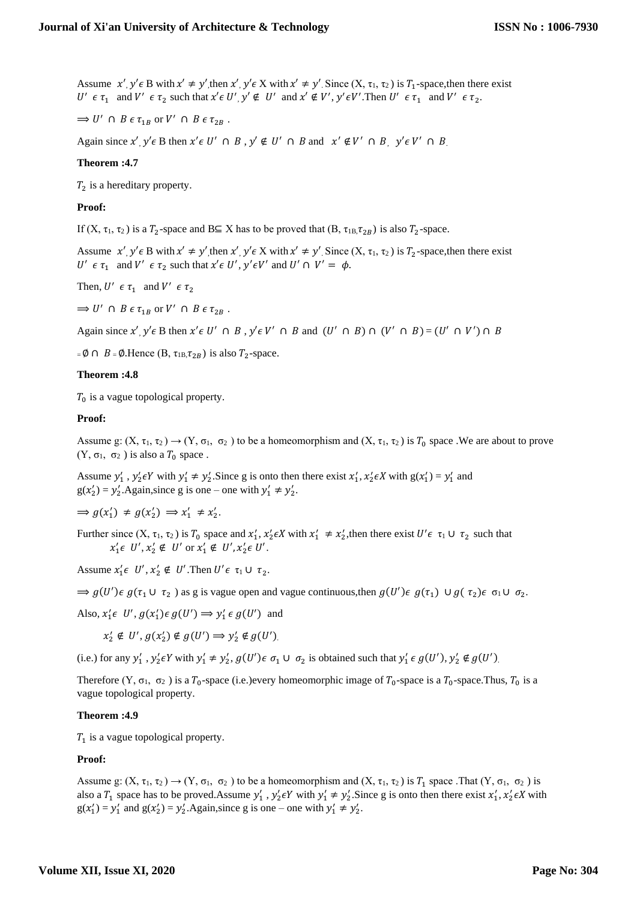Assume $x', y' \epsilon$ B with $x' \neq y'$, then $x', y' \epsilon$ X with $x' \neq y'$. Since (X, $\tau_1$, $\tau_2$) is $T_1$-space, then there exist $U' \epsilon \tau_1$ and $V' \epsilon \tau_2$ such that $x' \epsilon U', y' \notin U'$ and $x' \notin V', y' \epsilon V'$. Then $U' \epsilon \tau_1$ and $V' \epsilon \tau_2$.

$\Rightarrow U' \cap B \epsilon \tau_{1B}$ or $V' \cap B \epsilon \tau_{2B}$ .

Again since $x', y' \epsilon$ B then $x' \epsilon U' \cap B$ , $y' \notin U' \cap B$ and $x' \notin V' \cap B$, $y' \epsilon V' \cap B$.

**Theorem :4.7**

$T_2$ is a hereditary property.

**Proof:**

If (X, $\tau_1$, $\tau_2$) is a $T_2$-space and B$\subseteq$ X has to be proved that (B, $\tau_{1B}, \tau_{2B}$) is also $T_2$-space.

Assume $x', y' \epsilon$ B with $x' \neq y'$, then $x', y' \epsilon$ X with $x' \neq y'$. Since (X, $\tau_1$, $\tau_2$) is $T_2$-space, then there exist $U' \epsilon \tau_1$ and $V' \epsilon \tau_2$ such that $x' \epsilon U', y' \epsilon V'$ and $U' \cap V' = \phi$.

Then, $U' \epsilon \tau_1$ and $V' \epsilon \tau_2$

$\Rightarrow U' \cap B \epsilon \tau_{1B}$ or $V' \cap B \epsilon \tau_{2B}$ .

Again since $x', y' \epsilon$ B then $x' \epsilon U' \cap B$ , $y' \epsilon V' \cap B$ and $(U' \cap B) \cap (V' \cap B) = (U' \cap V') \cap B$

$= \emptyset \cap B = \emptyset$. Hence (B, $\tau_{1B}, \tau_{2B}$) is also $T_2$-space.

**Theorem :4.8**

$T_0$ is a vague topological property.

**Proof:**

Assume g: (X, $\tau_1$, $\tau_2$) $\rightarrow$ (Y, $\sigma_1$, $\sigma_2$) to be a homeomorphism and (X, $\tau_1$, $\tau_2$) is $T_0$ space .We are about to prove (Y, $\sigma_1$, $\sigma_2$) is also a $T_0$ space .

Assume $y_1'$ , $y_2' \epsilon Y$ with $y_1' \neq y_2'$. Since g is onto then there exist $x_1', x_2' \epsilon X$ with g($x_1'$) = $y_1'$ and g($x_2'$) = $y_2'$. Again, since g is one – one with $y_1' \neq y_2'$.

$\Rightarrow g(x_1') \neq g(x_2') \Rightarrow x_1' \neq x_2'$.

Further since (X, $\tau_1$, $\tau_2$) is $T_0$ space and $x_1', x_2' \epsilon X$ with $x_1' \neq x_2'$, then there exist $U' \epsilon \tau_1 \cup \tau_2$ such that $x_1' \epsilon U', x_2' \notin U'$ or $x_1' \notin U', x_2' \epsilon U'$.

Assume $x_1' \epsilon U', x_2' \notin U'$. Then $U' \epsilon \tau_1 \cup \tau_2$.

$\Rightarrow g(U') \epsilon g(\tau_1 \cup \tau_2)$ as g is vague open and vague continuous, then $g(U') \epsilon g(\tau_1) \cup g(\tau_2) \epsilon \sigma_1 \cup \sigma_2$.

Also, $x_1' \epsilon U', g(x_1') \epsilon g(U') \Rightarrow y_1' \epsilon g(U')$ and

$x_2' \notin U', g(x_2') \notin g(U') \Rightarrow y_2' \notin g(U')$.

(i.e.) for any $y_1'$ , $y_2' \epsilon Y$ with $y_1' \neq y_2'$, $g(U') \epsilon \sigma_1 \cup \sigma_2$ is obtained such that $y_1' \epsilon g(U'), y_2' \notin g(U')$.

Therefore (Y, $\sigma_1$, $\sigma_2$) is a $T_0$-space (i.e.)every homeomorphic image of $T_0$-space is a $T_0$-space. Thus, $T_0$ is a vague topological property.

**Theorem :4.9**

$T_1$ is a vague topological property.

**Proof:**

Assume g: (X, $\tau_1$, $\tau_2$) $\rightarrow$ (Y, $\sigma_1$, $\sigma_2$) to be a homeomorphism and (X, $\tau_1$, $\tau_2$) is $T_1$ space .That (Y, $\sigma_1$, $\sigma_2$) is also a $T_1$ space has to be proved. Assume $y_1'$ , $y_2' \epsilon Y$ with $y_1' \neq y_2'$. Since g is onto then there exist $x_1', x_2' \epsilon X$ with g($x_1'$) = $y_1'$ and g($x_2'$) = $y_2'$. Again, since g is one – one with $y_1' \neq y_2'$.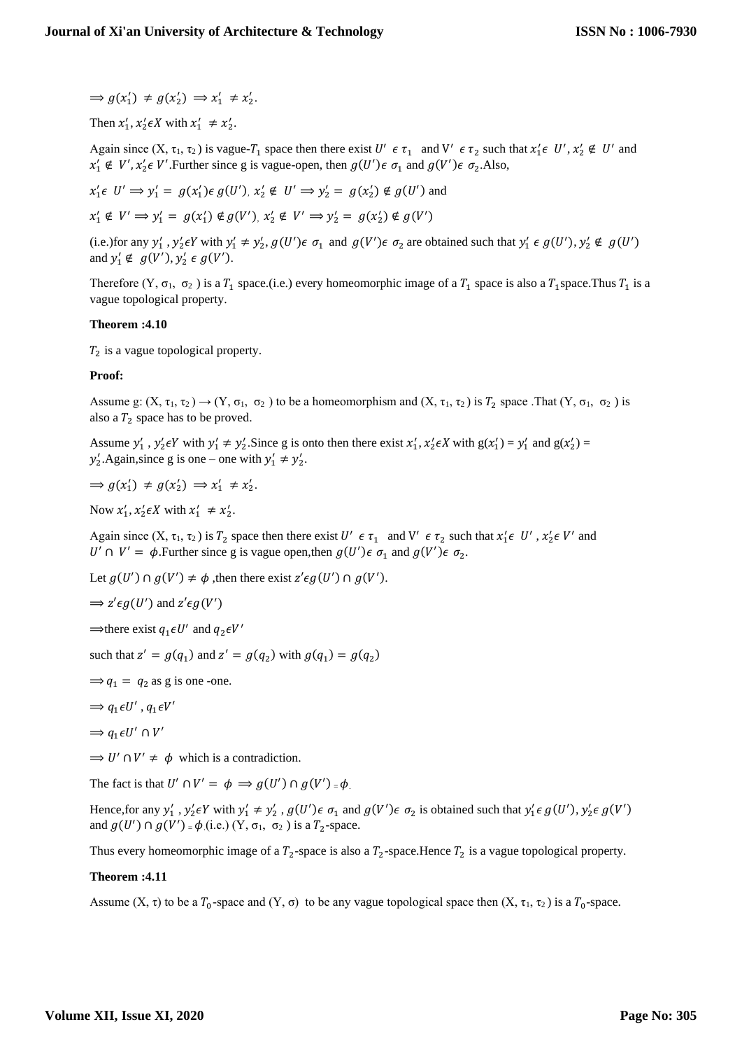$\Longrightarrow g(x_1') \neq g(x_2') \Longrightarrow x_1' \neq x_2'$.

Then $x_1', x_2' \epsilon X$ with $x_1' \neq x_2'$.

Again since (X, $\tau_1$, $\tau_2$ ) is vague-$T_1$ space then there exist $U' \epsilon \tau_1$ and $V' \epsilon \tau_2$ such that $x_1' \epsilon U', x_2' \notin U'$ and $x_1' \notin V', x_2' \epsilon V'$.Further since g is vague-open, then $g(U') \epsilon \sigma_1$ and $g(V') \epsilon \sigma_2$.Also,

$x_1' \epsilon U' \Longrightarrow y_1' = g(x_1') \epsilon g(U')$, $x_2' \notin U' \Longrightarrow y_2' = g(x_2') \notin g(U')$ and

$x_1' \notin V' \Longrightarrow y_1' = g(x_1') \notin g(V')$, $x_2' \notin V' \Longrightarrow y_2' = g(x_2') \notin g(V')$

(i.e.)for any $y_1'$ , $y_2' \epsilon Y$ with $y_1' \neq y_2'$, $g(U') \epsilon \sigma_1$ and $g(V') \epsilon \sigma_2$ are obtained such that $y_1' \epsilon g(U'), y_2' \notin g(U')$ and $y_1' \notin g(V'), y_2' \epsilon g(V')$.

Therefore (Y, $\sigma_1$, $\sigma_2$ ) is a $T_1$ space.(i.e.) every homeomorphic image of a $T_1$ space is also a $T_1$space.Thus $T_1$ is a vague topological property.

**Theorem :4.10**

$T_2$ is a vague topological property.

**Proof:**

Assume g: (X, $\tau_1$, $\tau_2$ ) → (Y, $\sigma_1$, $\sigma_2$ ) to be a homeomorphism and (X, $\tau_1$, $\tau_2$ ) is $T_2$ space .That (Y, $\sigma_1$, $\sigma_2$ ) is also a $T_2$ space has to be proved.

Assume $y_1'$ , $y_2' \epsilon Y$ with $y_1' \neq y_2'$.Since g is onto then there exist $x_1', x_2' \epsilon X$ with g($x_1'$) = $y_1'$ and g($x_2'$) = $y_2'$.Again,since g is one – one with $y_1' \neq y_2'$.

$\Longrightarrow g(x_1') \neq g(x_2') \Longrightarrow x_1' \neq x_2'$.

Now $x_1', x_2' \epsilon X$ with $x_1' \neq x_2'$.

Again since (X, $\tau_1$, $\tau_2$ ) is $T_2$ space then there exist $U' \epsilon \tau_1$ and $V' \epsilon \tau_2$ such that $x_1' \epsilon U'$ , $x_2' \epsilon V'$ and $U' \cap V' = \phi$.Further since g is vague open,then $g(U') \epsilon \sigma_1$ and $g(V') \epsilon \sigma_2$.

Let $g(U') \cap g(V') \neq \phi$ ,then there exist $z' \epsilon g(U') \cap g(V')$.

$\Longrightarrow z' \epsilon g(U')$ and $z' \epsilon g(V')$

$\Longrightarrow$there exist $q_1 \epsilon U'$ and $q_2 \epsilon V'$

such that $z' = g(q_1)$ and $z' = g(q_2)$ with $g(q_1) = g(q_2)$

$\Longrightarrow q_1 = q_2$ as g is one -one.

$\Longrightarrow q_1 \epsilon U'$ , $q_1 \epsilon V'$

$\Longrightarrow q_1 \epsilon U' \cap V'$

$\Longrightarrow U' \cap V' \neq \phi$ which is a contradiction.

The fact is that $U' \cap V' = \phi \Longrightarrow g(U') \cap g(V') = \phi$.

Hence,for any $y_1'$ , $y_2' \epsilon Y$ with $y_1' \neq y_2'$ , $g(U') \epsilon \sigma_1$ and $g(V') \epsilon \sigma_2$ is obtained such that $y_1' \epsilon g(U'), y_2' \epsilon g(V')$ and $g(U') \cap g(V') = \phi$.(i.e.) (Y, $\sigma_1$, $\sigma_2$ ) is a $T_2$-space.

Thus every homeomorphic image of a $T_2$-space is also a $T_2$-space.Hence $T_2$ is a vague topological property.

**Theorem :4.11**

Assume (X, τ) to be a $T_0$-space and (Y, σ) to be any vague topological space then (X, $\tau_1$, $\tau_2$ ) is a $T_0$-space.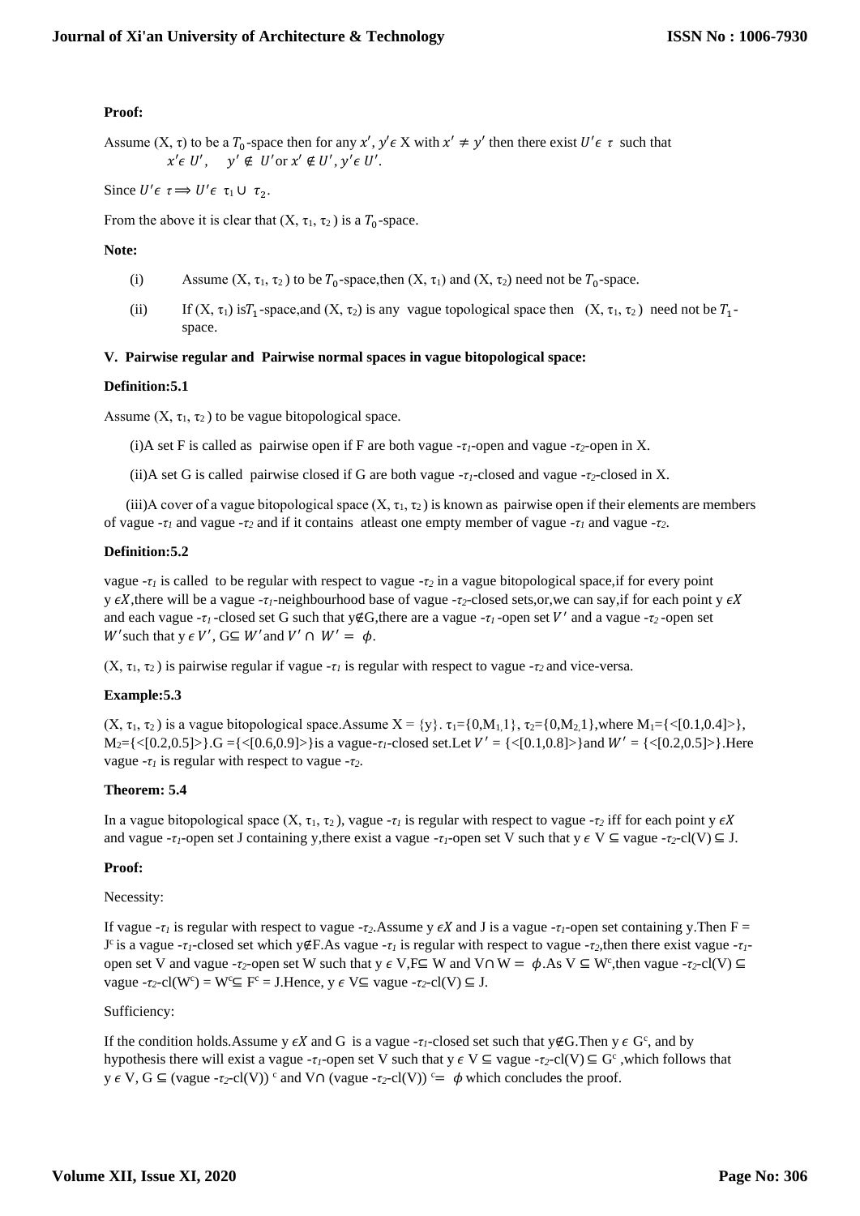**Proof:**

Assume (X, τ) to be a $T_0$-space then for any $x', y' \epsilon$ X with $x' \neq y'$ then there exist $U' \epsilon\ \tau$ such that $x' \epsilon\ U', \quad y' \notin U'$ or $x' \notin U', y' \epsilon\ U'$.

Since $U' \epsilon\ \tau \Longrightarrow U' \epsilon\ \tau_1 \cup \tau_2$.

From the above it is clear that (X, $\tau_1$, $\tau_2$ ) is a $T_0$-space.

**Note:**

(i) Assume (X, $\tau_1$, $\tau_2$ ) to be $T_0$-space,then (X, $\tau_1$) and (X, $\tau_2$) need not be $T_0$-space.

(ii) If (X, $\tau_1$) is$T_1$-space,and (X, $\tau_2$) is any vague topological space then (X, $\tau_1$, $\tau_2$ ) need not be $T_1$-space.

**V. Pairwise regular and Pairwise normal spaces in vague bitopological space:**

**Definition:5.1**

Assume (X, $\tau_1$, $\tau_2$ ) to be vague bitopological space.

(i)A set F is called as pairwise open if F are both vague -$\tau_1$-open and vague -$\tau_2$-open in X.

(ii)A set G is called pairwise closed if G are both vague -$\tau_1$-closed and vague -$\tau_2$-closed in X.

(iii)A cover of a vague bitopological space (X, $\tau_1$, $\tau_2$ ) is known as pairwise open if their elements are members of vague -$\tau_1$ and vague -$\tau_2$ and if it contains atleast one empty member of vague -$\tau_1$ and vague -$\tau_2$.

**Definition:5.2**

vague -$\tau_1$ is called to be regular with respect to vague -$\tau_2$ in a vague bitopological space,if for every point y $\epsilon X$,there will be a vague -$\tau_1$-neighbourhood base of vague -$\tau_2$-closed sets,or,we can say,if for each point y $\epsilon X$ and each vague -$\tau_1$ -closed set G such that y∉G,there are a vague -$\tau_1$ -open set $V'$ and a vague -$\tau_2$ -open set $W'$such that y $\epsilon\ V'$, G⊆ $W'$and $V' \cap W' = \phi$.

(X, $\tau_1$, $\tau_2$ ) is pairwise regular if vague -$\tau_1$ is regular with respect to vague -$\tau_2$ and vice-versa.

**Example:5.3**

(X, $\tau_1$, $\tau_2$ ) is a vague bitopological space.Assume X = {y}. $\tau_1$={0,$M_1$,1}, $\tau_2$={0,$M_2$,1},where $M_1$={<[0.1,0.4]>}, $M_2$={<[0.2,0.5]>}.G ={<[0.6,0.9]>}is a vague-$\tau_1$-closed set.Let $V'$ = {<[0.1,0.8]>}and $W'$ = {<[0.2,0.5]>}.Here vague -$\tau_1$ is regular with respect to vague -$\tau_2$.

**Theorem: 5.4**

In a vague bitopological space (X, $\tau_1$, $\tau_2$ ), vague -$\tau_1$ is regular with respect to vague -$\tau_2$ iff for each point y $\epsilon X$ and vague -$\tau_1$-open set J containing y,there exist a vague -$\tau_1$-open set V such that y $\epsilon$ V ⊆ vague -$\tau_2$-cl(V) ⊆ J.

**Proof:**

Necessity:

If vague -$\tau_1$ is regular with respect to vague -$\tau_2$.Assume y $\epsilon X$ and J is a vague -$\tau_1$-open set containing y.Then F = $J^c$ is a vague -$\tau_1$-closed set which y∉F.As vague -$\tau_1$ is regular with respect to vague -$\tau_2$,then there exist vague -$\tau_1$-open set V and vague -$\tau_2$-open set W such that y $\epsilon$ V,F⊆ W and V∩ W = $\phi$.As V ⊆ $W^c$,then vague -$\tau_2$-cl(V) ⊆ vague -$\tau_2$-cl($W^c$) = $W^c$⊆ $F^c$ = J.Hence, y $\epsilon$ V⊆ vague -$\tau_2$-cl(V) ⊆ J.

Sufficiency:

If the condition holds.Assume y $\epsilon X$ and G is a vague -$\tau_1$-closed set such that y∉G.Then y $\epsilon$ $G^c$, and by hypothesis there will exist a vague -$\tau_1$-open set V such that y $\epsilon$ V ⊆ vague -$\tau_2$-cl(V) ⊆ $G^c$ ,which follows that y $\epsilon$ V, G ⊆ (vague -$\tau_2$-cl(V)) $^c$ and V∩ (vague -$\tau_2$-cl(V)) $^c$= $\phi$ which concludes the proof.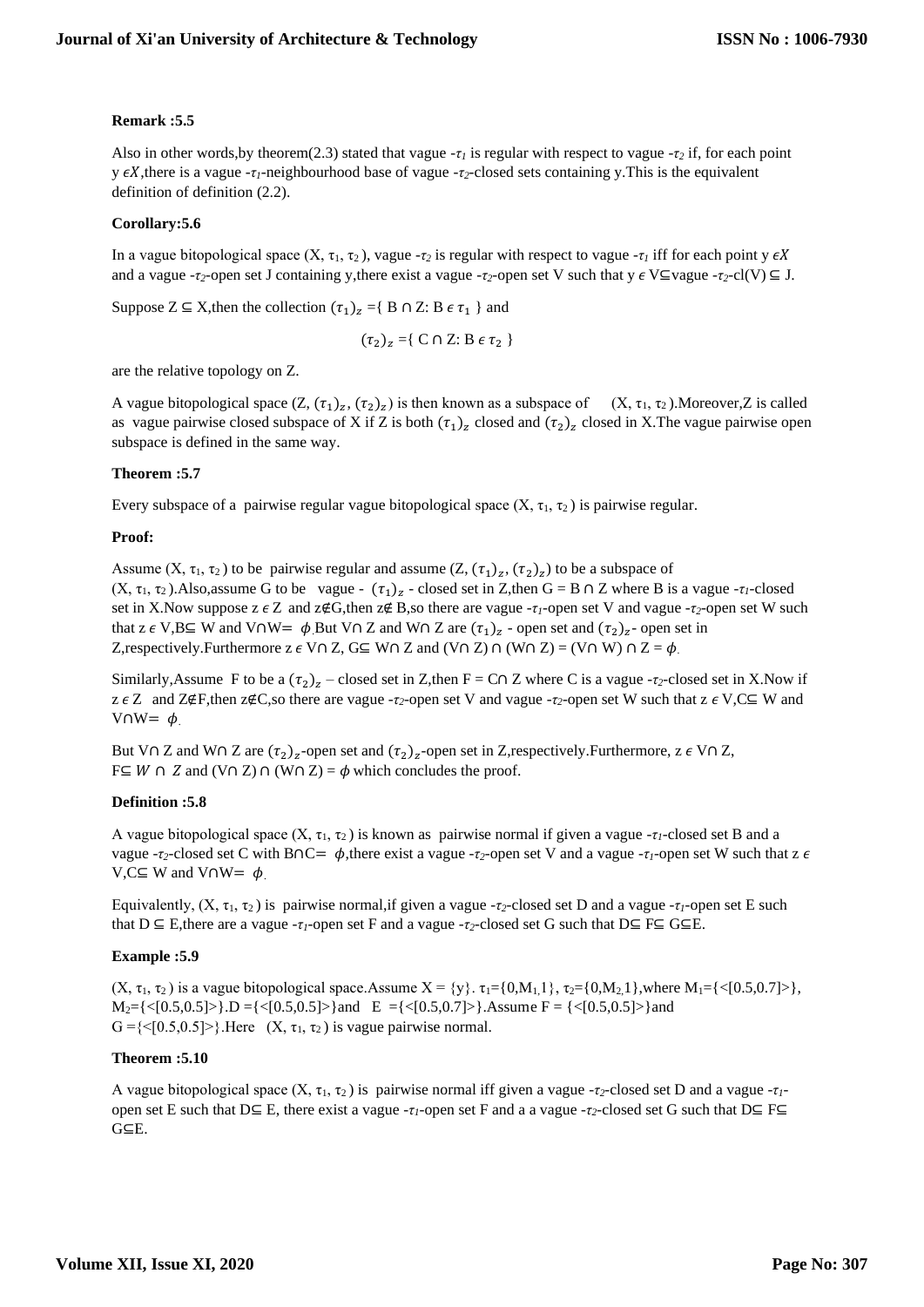**Remark :5.5**

Also in other words,by theorem(2.3) stated that vague -$\tau_1$ is regular with respect to vague -$\tau_2$ if, for each point y $\epsilon X$,there is a vague -$\tau_1$-neighbourhood base of vague -$\tau_2$-closed sets containing y.This is the equivalent definition of definition (2.2).

**Corollary:5.6**

In a vague bitopological space (X, $\tau_1$, $\tau_2$ ), vague -$\tau_2$ is regular with respect to vague -$\tau_1$ iff for each point y $\epsilon X$ and a vague -$\tau_2$-open set J containing y,there exist a vague -$\tau_2$-open set V such that y $\epsilon$ V$\subseteq$vague -$\tau_2$-cl(V) $\subseteq$ J.

Suppose Z $\subseteq$ X,then the collection $(\tau_1)_z$ ={ B ∩ Z: B $\epsilon$ $\tau_1$ } and

$$(\tau_2)_z = \{ C \cap Z: B \,\epsilon\, \tau_2 \}$$

are the relative topology on Z.

A vague bitopological space (Z, $(\tau_1)_z$, $(\tau_2)_z$) is then known as a subspace of (X, $\tau_1$, $\tau_2$ ).Moreover,Z is called as vague pairwise closed subspace of X if Z is both $(\tau_1)_z$ closed and $(\tau_2)_z$ closed in X.The vague pairwise open subspace is defined in the same way.

**Theorem :5.7**

Every subspace of a pairwise regular vague bitopological space (X, $\tau_1$, $\tau_2$ ) is pairwise regular.

**Proof:**

Assume (X, $\tau_1$, $\tau_2$ ) to be pairwise regular and assume (Z, $(\tau_1)_z$, $(\tau_2)_z$) to be a subspace of (X, $\tau_1$, $\tau_2$ ).Also,assume G to be vague - $(\tau_1)_z$ - closed set in Z,then G = B ∩ Z where B is a vague -$\tau_1$-closed set in X.Now suppose z $\epsilon$ Z and z∉G,then z∉ B,so there are vague -$\tau_1$-open set V and vague -$\tau_2$-open set W such that z $\epsilon$ V,B$\subseteq$ W and V∩W= $\phi$.But V∩ Z and W∩ Z are $(\tau_1)_z$ - open set and $(\tau_2)_z$- open set in Z,respectively.Furthermore z $\epsilon$ V∩ Z, G$\subseteq$ W∩ Z and (V∩ Z) ∩ (W∩ Z) = (V∩ W) ∩ Z = $\phi$.

Similarly,Assume F to be a $(\tau_2)_z$ – closed set in Z,then F = C∩ Z where C is a vague -$\tau_2$-closed set in X.Now if z $\epsilon$ Z and Z∉F,then z∉C,so there are vague -$\tau_2$-open set V and vague -$\tau_2$-open set W such that z $\epsilon$ V,C$\subseteq$ W and V∩W= $\phi$.

But V∩ Z and W∩ Z are $(\tau_2)_z$-open set and $(\tau_2)_z$-open set in Z,respectively.Furthermore, z $\epsilon$ V∩ Z, F$\subseteq$ $W \cap Z$ and (V∩ Z) ∩ (W∩ Z) = $\phi$ which concludes the proof.

**Definition :5.8**

A vague bitopological space (X, $\tau_1$, $\tau_2$ ) is known as pairwise normal if given a vague -$\tau_1$-closed set B and a vague -$\tau_2$-closed set C with B∩C= $\phi$,there exist a vague -$\tau_2$-open set V and a vague -$\tau_1$-open set W such that z $\epsilon$ V,C$\subseteq$ W and V∩W= $\phi$.

Equivalently, (X, $\tau_1$, $\tau_2$ ) is pairwise normal,if given a vague -$\tau_2$-closed set D and a vague -$\tau_1$-open set E such that D $\subseteq$ E,there are a vague -$\tau_1$-open set F and a vague -$\tau_2$-closed set G such that D$\subseteq$ F$\subseteq$ G$\subseteq$E.

**Example :5.9**

(X, $\tau_1$, $\tau_2$ ) is a vague bitopological space.Assume X = {y}. $\tau_1$={0,$M_1$,1}, $\tau_2$={0,$M_2$,1},where $M_1$={<[0.5,0.7]>}, $M_2$={<[0.5,0.5]>}.D ={<[0.5,0.5]>}and E ={<[0.5,0.7]>}.Assume F = {<[0.5,0.5]>}and G ={<[0.5,0.5]>}.Here (X, $\tau_1$, $\tau_2$ ) is vague pairwise normal.

**Theorem :5.10**

A vague bitopological space (X, $\tau_1$, $\tau_2$ ) is pairwise normal iff given a vague -$\tau_2$-closed set D and a vague -$\tau_1$-open set E such that D$\subseteq$ E, there exist a vague -$\tau_1$-open set F and a a vague -$\tau_2$-closed set G such that D$\subseteq$ F$\subseteq$ G$\subseteq$E.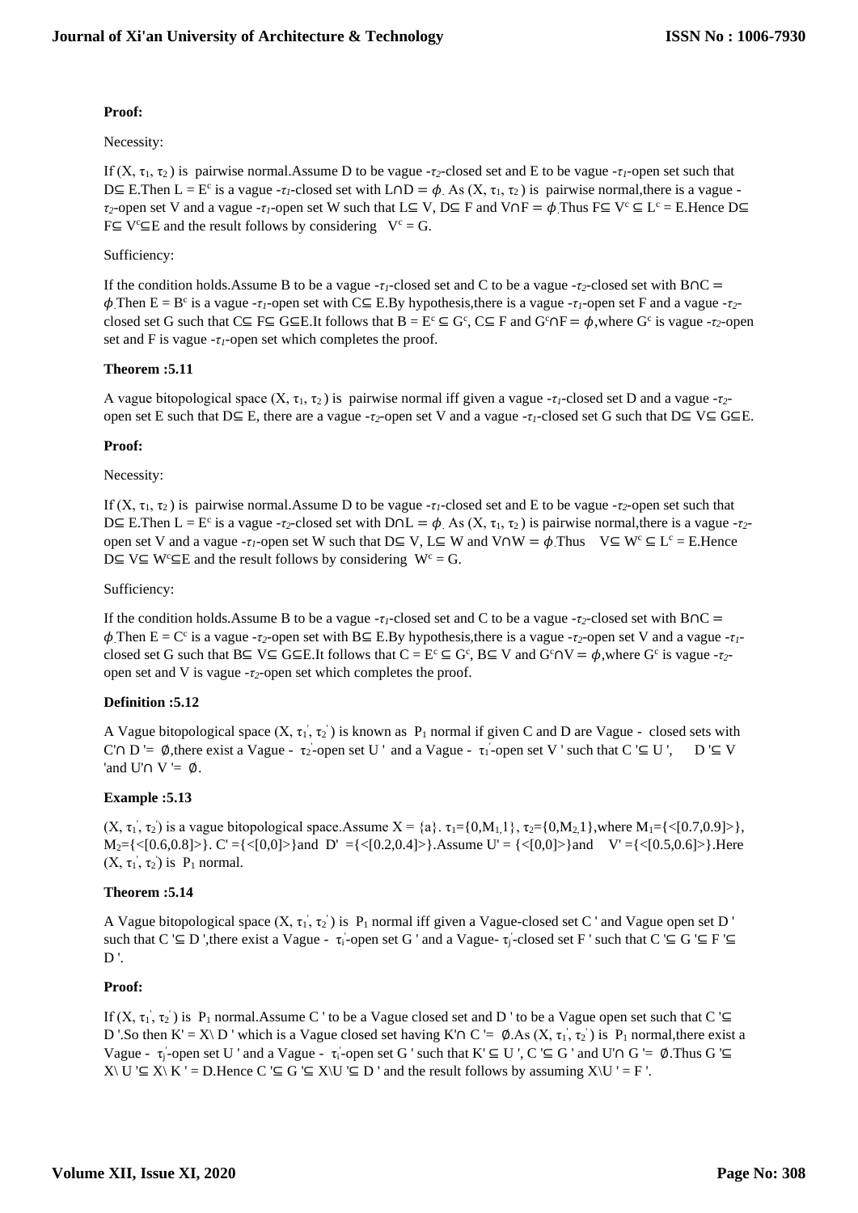**Proof:**

Necessity:

If $(X, \tau_1, \tau_2)$ is pairwise normal.Assume D to be vague -$\tau_2$-closed set and E to be vague -$\tau_1$-open set such that D⊆ E.Then $L = E^c$ is a vague -$\tau_1$-closed set with L∩D = $\phi$. As $(X, \tau_1, \tau_2)$ is pairwise normal,there is a vague -$\tau_2$-open set V and a vague -$\tau_1$-open set W such that L⊆ V, D⊆ F and V∩F = $\phi$.Thus F⊆ $V^c$ ⊆ $L^c$ = E.Hence D⊆ F⊆ $V^c$⊆E and the result follows by considering $V^c = G$.

Sufficiency:

If the condition holds.Assume B to be a vague -$\tau_1$-closed set and C to be a vague -$\tau_2$-closed set with B∩C = $\phi$.Then $E = B^c$ is a vague -$\tau_1$-open set with C⊆ E.By hypothesis,there is a vague -$\tau_1$-open set F and a vague -$\tau_2$-closed set G such that C⊆ F⊆ G⊆E.It follows that B = $E^c$ ⊆ $G^c$, C⊆ F and $G^c$∩F = $\phi$,where $G^c$ is vague -$\tau_2$-open set and F is vague -$\tau_1$-open set which completes the proof.

**Theorem :5.11**

A vague bitopological space $(X, \tau_1, \tau_2)$ is pairwise normal iff given a vague -$\tau_1$-closed set D and a vague -$\tau_2$-open set E such that D⊆ E, there are a vague -$\tau_2$-open set V and a vague -$\tau_1$-closed set G such that D⊆ V⊆ G⊆E.

**Proof:**

Necessity:

If $(X, \tau_1, \tau_2)$ is pairwise normal.Assume D to be vague -$\tau_1$-closed set and E to be vague -$\tau_2$-open set such that D⊆ E.Then $L = E^c$ is a vague -$\tau_2$-closed set with D∩L = $\phi$. As $(X, \tau_1, \tau_2)$ is pairwise normal,there is a vague -$\tau_2$-open set V and a vague -$\tau_1$-open set W such that D⊆ V, L⊆ W and V∩W = $\phi$.Thus V⊆ $W^c$ ⊆ $L^c$ = E.Hence D⊆ V⊆ $W^c$⊆E and the result follows by considering $W^c = G$.

Sufficiency:

If the condition holds.Assume B to be a vague -$\tau_1$-closed set and C to be a vague -$\tau_2$-closed set with B∩C = $\phi$.Then $E = C^c$ is a vague -$\tau_2$-open set with B⊆ E.By hypothesis,there is a vague -$\tau_2$-open set V and a vague -$\tau_1$-closed set G such that B⊆ V⊆ G⊆E.It follows that C = $E^c$ ⊆ $G^c$, B⊆ V and $G^c$∩V = $\phi$,where $G^c$ is vague -$\tau_2$-open set and V is vague -$\tau_2$-open set which completes the proof.

**Definition :5.12**

A Vague bitopological space $(X, \tau_1', \tau_2')$ is known as $P_1$ normal if given C and D are Vague - closed sets with C'∩ D '= ∅,there exist a Vague - $\tau_2'$-open set U ' and a Vague - $\tau_1'$-open set V ' such that C '⊆ U ', D '⊆ V 'and U'∩ V '= ∅.

**Example :5.13**

$(X, \tau_1', \tau_2')$ is a vague bitopological space.Assume X = {a}. $\tau_1$={0,$M_1$,1}, $\tau_2$={0,$M_2$,1},where $M_1$={<[0.7,0.9]>}, $M_2$={<[0.6,0.8]>}. C' ={<[0,0]>}and D' ={<[0.2,0.4]>}.Assume U' = {<[0,0]>}and V' ={<[0.5,0.6]>}.Here $(X, \tau_1', \tau_2')$ is $P_1$ normal.

**Theorem :5.14**

A Vague bitopological space $(X, \tau_1', \tau_2')$ is $P_1$ normal iff given a Vague-closed set C ' and Vague open set D ' such that C '⊆ D ',there exist a Vague - $\tau_i'$-open set G ' and a Vague- $\tau_j'$-closed set F ' such that C '⊆ G '⊆ F '⊆ D '.

**Proof:**

If $(X, \tau_1', \tau_2')$ is $P_1$ normal.Assume C ' to be a Vague closed set and D ' to be a Vague open set such that C '⊆ D '.So then K' = X\ D ' which is a Vague closed set having K'∩ C '= ∅.As $(X, \tau_1', \tau_2')$ is $P_1$ normal,there exist a Vague - $\tau_j'$-open set U ' and a Vague - $\tau_i'$-open set G ' such that K' ⊆ U ', C '⊆ G ' and U'∩ G '= ∅.Thus G '⊆ X\ U '⊆ X\ K ' = D.Hence C '⊆ G '⊆ X\U '⊆ D ' and the result follows by assuming X\U ' = F '.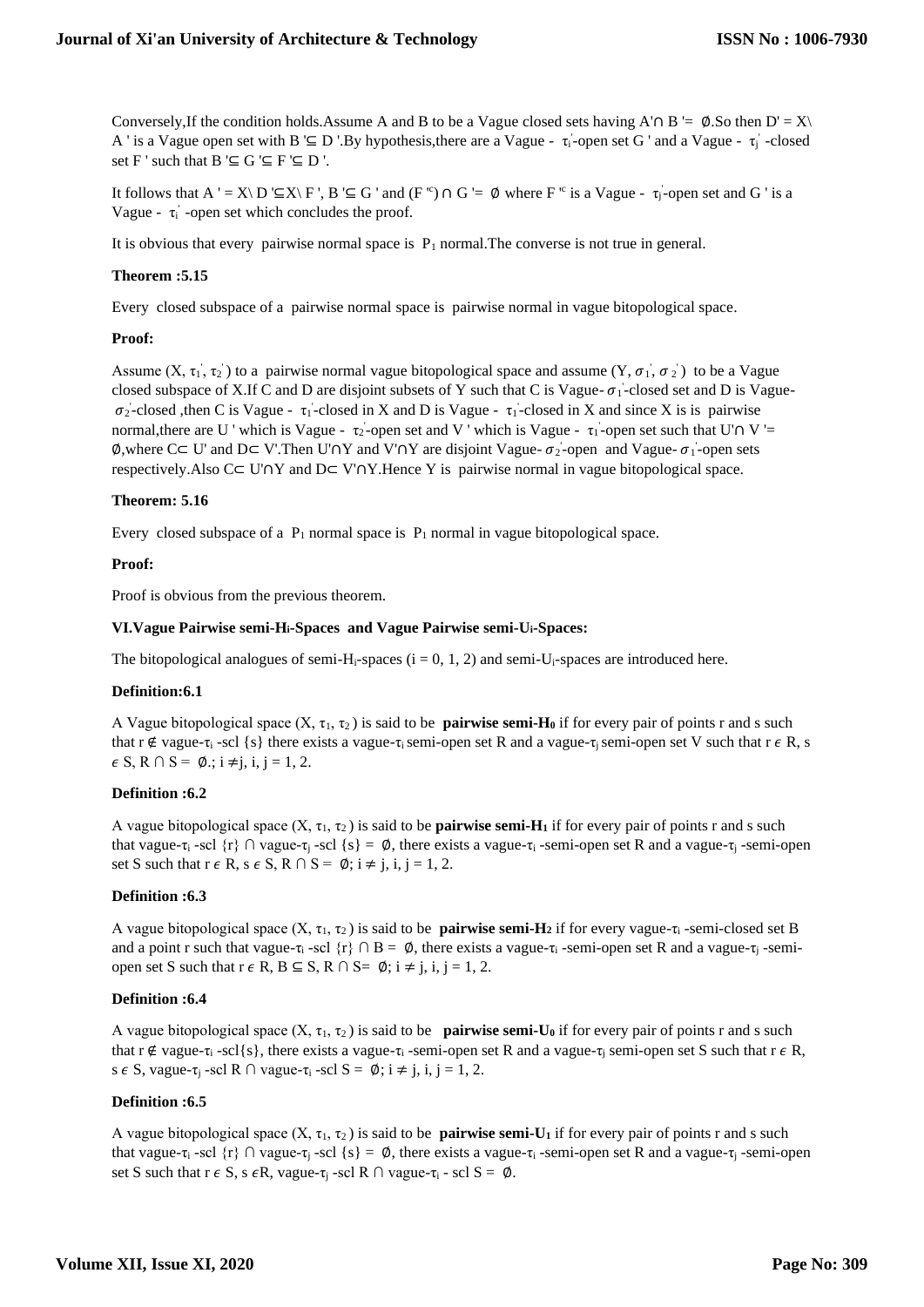Conversely,If the condition holds.Assume A and B to be a Vague closed sets having $A' \cap B' = \emptyset$.So then $D' = X \setminus A'$ is a Vague open set with $B' \subseteq D'$.By hypothesis,there are a Vague - $\tau_i'$-open set $G'$ and a Vague - $\tau_j'$ -closed set $F'$ such that $B' \subseteq G' \subseteq F' \subseteq D'$.

It follows that $A' = X \setminus D' \subseteq X \setminus F'$, $B' \subseteq G'$ and $(F'^c) \cap G' = \emptyset$ where $F'^c$ is a Vague - $\tau_j'$-open set and $G'$ is a Vague - $\tau_i'$ -open set which concludes the proof.

It is obvious that every pairwise normal space is $P_1$ normal.The converse is not true in general.

**Theorem :5.15**

Every closed subspace of a pairwise normal space is pairwise normal in vague bitopological space.

**Proof:**

Assume $(X, \tau_1', \tau_2')$ to a pairwise normal vague bitopological space and assume $(Y, \sigma_1', \sigma_2')$ to be a Vague closed subspace of X.If C and D are disjoint subsets of Y such that C is Vague-$\sigma_1'$-closed set and D is Vague-$\sigma_2'$-closed ,then C is Vague - $\tau_1'$-closed in X and D is Vague - $\tau_1'$-closed in X and since X is is pairwise normal,there are $U'$ which is Vague - $\tau_2'$-open set and $V'$ which is Vague - $\tau_1'$-open set such that $U' \cap V' = \emptyset$,where $C \subset U'$ and $D \subset V'$.Then $U' \cap Y$ and $V' \cap Y$ are disjoint Vague-$\sigma_2'$-open and Vague-$\sigma_1'$-open sets respectively.Also $C \subset U' \cap Y$ and $D \subset V' \cap Y$.Hence Y is pairwise normal in vague bitopological space.

**Theorem: 5.16**

Every closed subspace of a $P_1$ normal space is $P_1$ normal in vague bitopological space.

**Proof:**

Proof is obvious from the previous theorem.

**VI.Vague Pairwise semi-$H_i$-Spaces and Vague Pairwise semi-$U_i$-Spaces:**

The bitopological analogues of semi-$H_i$-spaces (i = 0, 1, 2) and semi-$U_i$-spaces are introduced here.

**Definition:6.1**

A Vague bitopological space $(X, \tau_1, \tau_2)$ is said to be **pairwise semi-$H_0$** if for every pair of points r and s such that $r \notin$ vague-$\tau_i$ -scl $\{s\}$ there exists a vague-$\tau_i$ semi-open set R and a vague-$\tau_j$ semi-open set V such that $r \in R$, $s \in S$, $R \cap S = \emptyset$.; $i \neq j$, i, j = 1, 2.

**Definition :6.2**

A vague bitopological space $(X, \tau_1, \tau_2)$ is said to be **pairwise semi-$H_1$** if for every pair of points r and s such that vague-$\tau_i$ -scl $\{r\} \cap$ vague-$\tau_j$ -scl $\{s\} = \emptyset$, there exists a vague-$\tau_i$ -semi-open set R and a vague-$\tau_j$ -semi-open set S such that $r \in R$, $s \in S$, $R \cap S = \emptyset$; $i \neq j$, i, j = 1, 2.

**Definition :6.3**

A vague bitopological space $(X, \tau_1, \tau_2)$ is said to be **pairwise semi-$H_2$** if for every vague-$\tau_i$ -semi-closed set B and a point r such that vague-$\tau_i$ -scl $\{r\} \cap B = \emptyset$, there exists a vague-$\tau_i$ -semi-open set R and a vague-$\tau_j$ -semi-open set S such that $r \in R$, $B \subseteq S$, $R \cap S = \emptyset$; $i \neq j$, i, j = 1, 2.

**Definition :6.4**

A vague bitopological space $(X, \tau_1, \tau_2)$ is said to be **pairwise semi-$U_0$** if for every pair of points r and s such that $r \notin$ vague-$\tau_i$ -scl$\{s\}$, there exists a vague-$\tau_i$ -semi-open set R and a vague-$\tau_j$ semi-open set S such that $r \in R$, $s \in S$, vague-$\tau_j$ -scl R $\cap$ vague-$\tau_i$ -scl S = $\emptyset$; $i \neq j$, i, j = 1, 2.

**Definition :6.5**

A vague bitopological space $(X, \tau_1, \tau_2)$ is said to be **pairwise semi-$U_1$** if for every pair of points r and s such that vague-$\tau_i$ -scl $\{r\} \cap$ vague-$\tau_j$ -scl $\{s\} = \emptyset$, there exists a vague-$\tau_i$ -semi-open set R and a vague-$\tau_j$ -semi-open set S such that $r \in S$, $s \in R$, vague-$\tau_j$ -scl R $\cap$ vague-$\tau_i$ - scl S = $\emptyset$.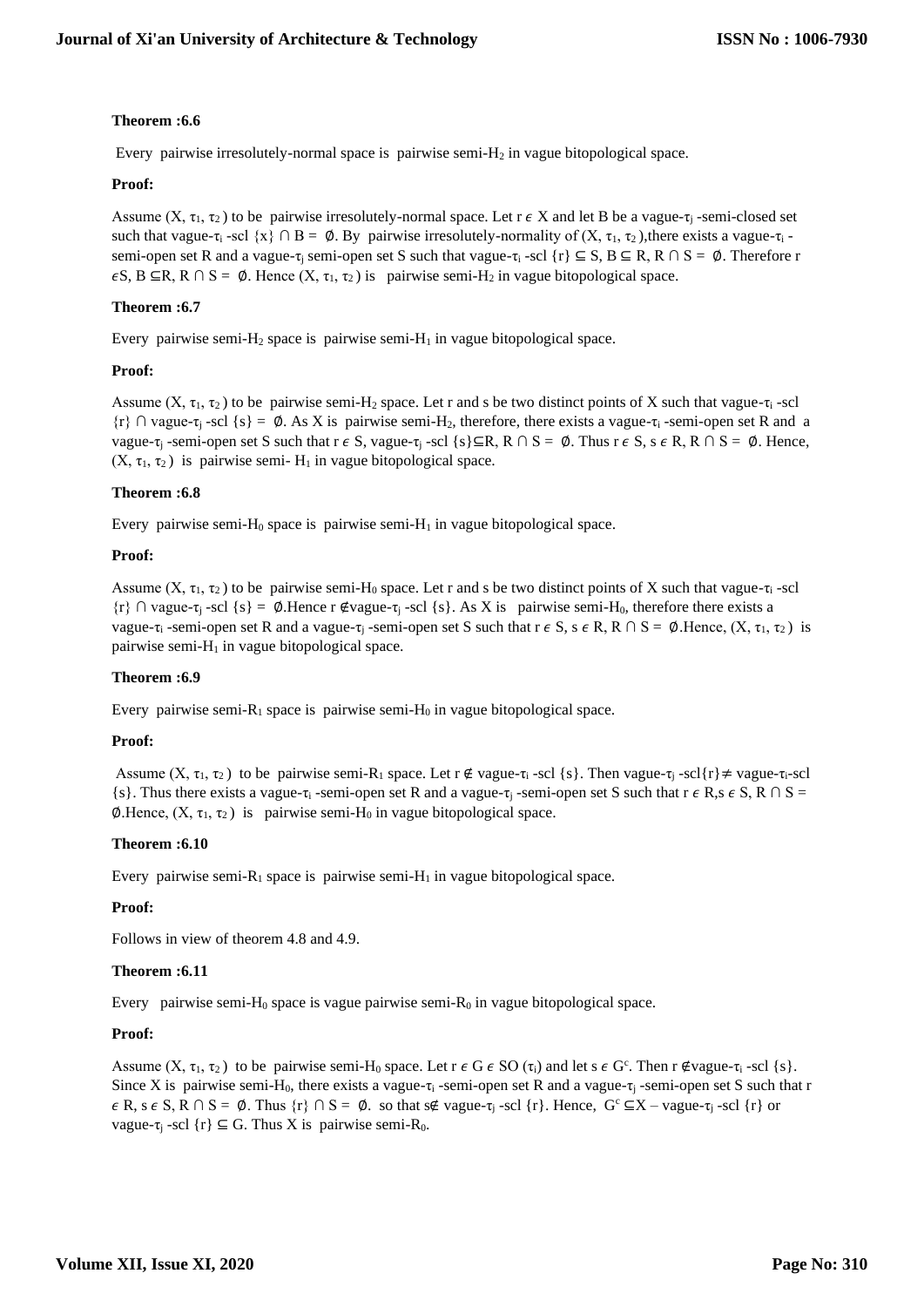**Theorem :6.6**

Every pairwise irresolutely-normal space is pairwise semi-$H_2$ in vague bitopological space.

**Proof:**

Assume $(X, \tau_1, \tau_2)$ to be pairwise irresolutely-normal space. Let $r \epsilon X$ and let B be a vague-$\tau_j$ -semi-closed set such that vague-$\tau_i$ -scl $\{x\} \cap B = \emptyset$. By pairwise irresolutely-normality of $(X, \tau_1, \tau_2)$,there exists a vague-$\tau_i$ -semi-open set R and a vague-$\tau_j$ semi-open set S such that vague-$\tau_i$ -scl $\{r\} \subseteq S$, $B \subseteq R$, $R \cap S = \emptyset$. Therefore $r \epsilon S$, $B \subseteq R$, $R \cap S = \emptyset$. Hence $(X, \tau_1, \tau_2)$ is pairwise semi-$H_2$ in vague bitopological space.

**Theorem :6.7**

Every pairwise semi-$H_2$ space is pairwise semi-$H_1$ in vague bitopological space.

**Proof:**

Assume $(X, \tau_1, \tau_2)$ to be pairwise semi-$H_2$ space. Let r and s be two distinct points of X such that vague-$\tau_i$ -scl $\{r\} \cap$ vague-$\tau_j$ -scl $\{s\} = \emptyset$. As X is pairwise semi-$H_2$, therefore, there exists a vague-$\tau_i$ -semi-open set R and a vague-$\tau_j$ -semi-open set S such that $r \epsilon S$, vague-$\tau_j$ -scl $\{s\} \subseteq R$, $R \cap S = \emptyset$. Thus $r \epsilon S$, $s \epsilon R$, $R \cap S = \emptyset$. Hence, $(X, \tau_1, \tau_2)$ is pairwise semi- $H_1$ in vague bitopological space.

**Theorem :6.8**

Every pairwise semi-$H_0$ space is pairwise semi-$H_1$ in vague bitopological space.

**Proof:**

Assume $(X, \tau_1, \tau_2)$ to be pairwise semi-$H_0$ space. Let r and s be two distinct points of X such that vague-$\tau_i$ -scl $\{r\} \cap$ vague-$\tau_j$ -scl $\{s\} = \emptyset$.Hence $r \notin$vague-$\tau_j$ -scl $\{s\}$. As X is pairwise semi-$H_0$, therefore there exists a vague-$\tau_i$ -semi-open set R and a vague-$\tau_j$ -semi-open set S such that $r \epsilon S$, $s \epsilon R$, $R \cap S = \emptyset$.Hence, $(X, \tau_1, \tau_2)$ is pairwise semi-$H_1$ in vague bitopological space.

**Theorem :6.9**

Every pairwise semi-$R_1$ space is pairwise semi-$H_0$ in vague bitopological space.

**Proof:**

Assume $(X, \tau_1, \tau_2)$ to be pairwise semi-$R_1$ space. Let $r \notin$ vague-$\tau_i$ -scl $\{s\}$. Then vague-$\tau_j$ -scl$\{r\} \neq$ vague-$\tau_i$-scl $\{s\}$. Thus there exists a vague-$\tau_i$ -semi-open set R and a vague-$\tau_j$ -semi-open set S such that $r \epsilon R$,$s \epsilon S$, $R \cap S = \emptyset$.Hence, $(X, \tau_1, \tau_2)$ is pairwise semi-$H_0$ in vague bitopological space.

**Theorem :6.10**

Every pairwise semi-$R_1$ space is pairwise semi-$H_1$ in vague bitopological space.

**Proof:**

Follows in view of theorem 4.8 and 4.9.

**Theorem :6.11**

Every pairwise semi-$H_0$ space is vague pairwise semi-$R_0$ in vague bitopological space.

**Proof:**

Assume $(X, \tau_1, \tau_2)$ to be pairwise semi-$H_0$ space. Let $r \epsilon G \epsilon SO(\tau_i)$ and let $s \epsilon G^c$. Then $r \notin$vague-$\tau_i$ -scl $\{s\}$. Since X is pairwise semi-$H_0$, there exists a vague-$\tau_i$ -semi-open set R and a vague-$\tau_j$ -semi-open set S such that $r \epsilon R$, $s \epsilon S$, $R \cap S = \emptyset$. Thus $\{r\} \cap S = \emptyset$. so that $s \notin$ vague-$\tau_j$ -scl $\{r\}$. Hence, $G^c \subseteq X$ – vague-$\tau_j$ -scl $\{r\}$ or vague-$\tau_j$ -scl $\{r\} \subseteq G$. Thus X is pairwise semi-$R_0$.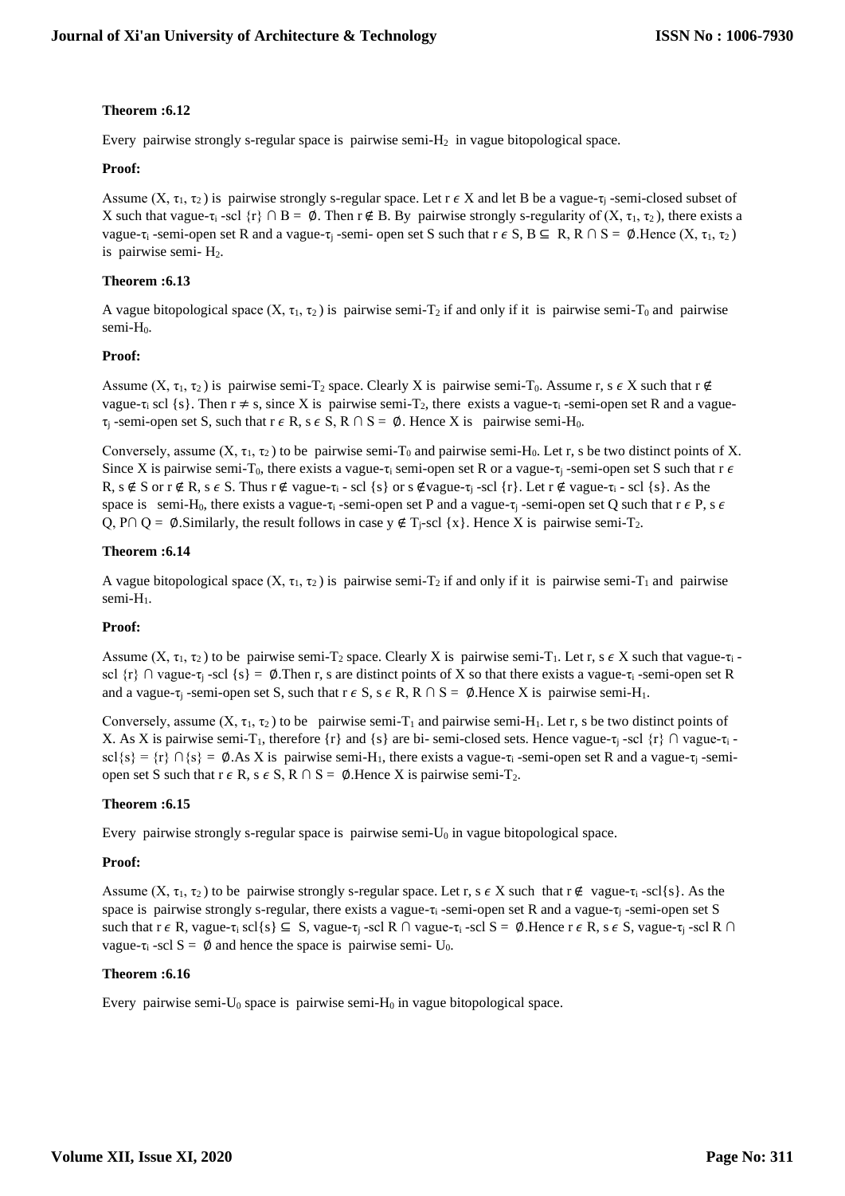**Theorem :6.12**

Every pairwise strongly s-regular space is pairwise semi-$H_2$ in vague bitopological space.

**Proof:**

Assume $(X, \tau_1, \tau_2)$ is pairwise strongly s-regular space. Let $r \epsilon X$ and let B be a vague-$\tau_j$ -semi-closed subset of X such that vague-$\tau_i$ -scl $\{r\} \cap B = \emptyset$. Then $r \notin B$. By pairwise strongly s-regularity of $(X, \tau_1, \tau_2)$, there exists a vague-$\tau_i$ -semi-open set R and a vague-$\tau_j$ -semi- open set S such that $r \epsilon S$, $B \subseteq R$, $R \cap S = \emptyset$.Hence $(X, \tau_1, \tau_2)$ is pairwise semi- $H_2$.

**Theorem :6.13**

A vague bitopological space $(X, \tau_1, \tau_2)$ is pairwise semi-$T_2$ if and only if it is pairwise semi-$T_0$ and pairwise semi-$H_0$.

**Proof:**

Assume $(X, \tau_1, \tau_2)$ is pairwise semi-$T_2$ space. Clearly X is pairwise semi-$T_0$. Assume r, s $\epsilon$ X such that $r \notin$ vague-$\tau_i$ scl $\{s\}$. Then $r \neq s$, since X is pairwise semi-$T_2$, there exists a vague-$\tau_i$ -semi-open set R and a vague-$\tau_j$ -semi-open set S, such that $r \epsilon R$, $s \epsilon S$, $R \cap S = \emptyset$. Hence X is pairwise semi-$H_0$.

Conversely, assume $(X, \tau_1, \tau_2)$ to be pairwise semi-$T_0$ and pairwise semi-$H_0$. Let r, s be two distinct points of X. Since X is pairwise semi-$T_0$, there exists a vague-$\tau_i$ semi-open set R or a vague-$\tau_j$ -semi-open set S such that $r \epsilon R$, $s \notin S$ or $r \notin R$, $s \epsilon S$. Thus $r \notin$ vague-$\tau_i$ - scl $\{s\}$ or $s \notin$vague-$\tau_j$ -scl $\{r\}$. Let $r \notin$ vague-$\tau_i$ - scl $\{s\}$. As the space is semi-$H_0$, there exists a vague-$\tau_i$ -semi-open set P and a vague-$\tau_j$ -semi-open set Q such that $r \epsilon P$, $s \epsilon Q$, $P \cap Q = \emptyset$.Similarly, the result follows in case $y \notin T_j$-scl $\{x\}$. Hence X is pairwise semi-$T_2$.

**Theorem :6.14**

A vague bitopological space $(X, \tau_1, \tau_2)$ is pairwise semi-$T_2$ if and only if it is pairwise semi-$T_1$ and pairwise semi-$H_1$.

**Proof:**

Assume $(X, \tau_1, \tau_2)$ to be pairwise semi-$T_2$ space. Clearly X is pairwise semi-$T_1$. Let r, s $\epsilon$ X such that vague-$\tau_i$ -scl $\{r\} \cap$ vague-$\tau_j$ -scl $\{s\} = \emptyset$.Then r, s are distinct points of X so that there exists a vague-$\tau_i$ -semi-open set R and a vague-$\tau_j$ -semi-open set S, such that $r \epsilon S$, $s \epsilon R$, $R \cap S = \emptyset$.Hence X is pairwise semi-$H_1$.

Conversely, assume $(X, \tau_1, \tau_2)$ to be pairwise semi-$T_1$ and pairwise semi-$H_1$. Let r, s be two distinct points of X. As X is pairwise semi-$T_1$, therefore $\{r\}$ and $\{s\}$ are bi- semi-closed sets. Hence vague-$\tau_j$ -scl $\{r\} \cap$ vague-$\tau_i$ -scl$\{s\}$ = $\{r\} \cap \{s\} = \emptyset$.As X is pairwise semi-$H_1$, there exists a vague-$\tau_i$ -semi-open set R and a vague-$\tau_j$ -semi-open set S such that $r \epsilon R$, $s \epsilon S$, $R \cap S = \emptyset$.Hence X is pairwise semi-$T_2$.

**Theorem :6.15**

Every pairwise strongly s-regular space is pairwise semi-$U_0$ in vague bitopological space.

**Proof:**

Assume $(X, \tau_1, \tau_2)$ to be pairwise strongly s-regular space. Let r, s $\epsilon$ X such that $r \notin$ vague-$\tau_i$ -scl$\{s\}$. As the space is pairwise strongly s-regular, there exists a vague-$\tau_i$ -semi-open set R and a vague-$\tau_j$ -semi-open set S such that $r \epsilon R$, vague-$\tau_i$ scl$\{s\} \subseteq S$, vague-$\tau_j$ -scl $R \cap$ vague-$\tau_i$ -scl $S = \emptyset$.Hence $r \epsilon R$, $s \epsilon S$, vague-$\tau_j$ -scl $R \cap$ vague-$\tau_i$ -scl $S = \emptyset$ and hence the space is pairwise semi- $U_0$.

**Theorem :6.16**

Every pairwise semi-$U_0$ space is pairwise semi-$H_0$ in vague bitopological space.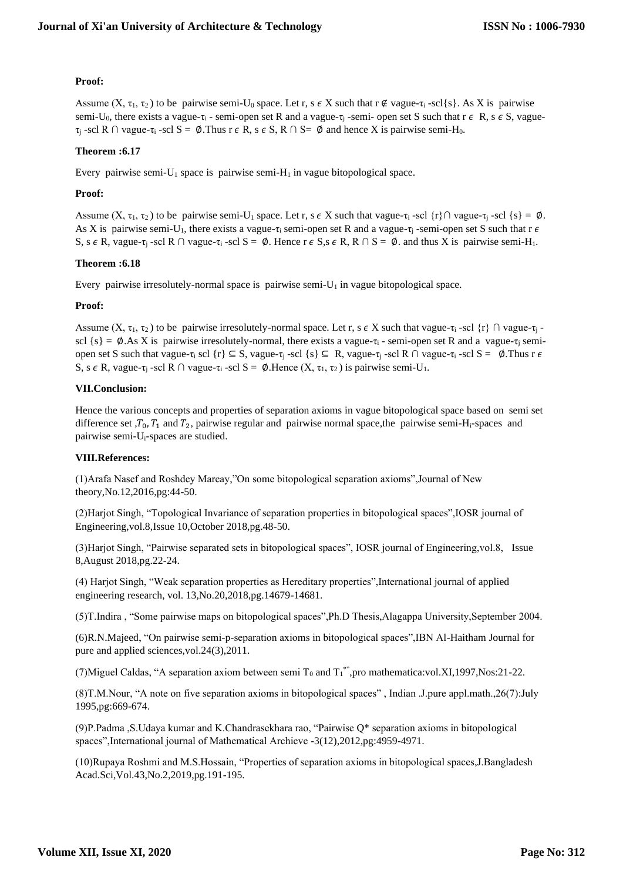**Proof:**

Assume $(X, \tau_1, \tau_2)$ to be pairwise semi-$U_0$ space. Let r, s $\epsilon$ X such that r $\notin$ vague-$\tau_i$ -scl{s}. As X is pairwise semi-$U_0$, there exists a vague-$\tau_i$ - semi-open set R and a vague-$\tau_j$ -semi- open set S such that r $\epsilon$ R, s $\epsilon$ S, vague-$\tau_j$ -scl R $\cap$ vague-$\tau_i$ -scl S = $\emptyset$.Thus r $\epsilon$ R, s $\epsilon$ S, R $\cap$ S= $\emptyset$ and hence X is pairwise semi-$H_0$.

**Theorem :6.17**

Every pairwise semi-$U_1$ space is pairwise semi-$H_1$ in vague bitopological space.

**Proof:**

Assume $(X, \tau_1, \tau_2)$ to be pairwise semi-$U_1$ space. Let r, s $\epsilon$ X such that vague-$\tau_i$ -scl {r}$\cap$ vague-$\tau_j$ -scl {s} = $\emptyset$. As X is pairwise semi-$U_1$, there exists a vague-$\tau_i$ semi-open set R and a vague-$\tau_j$ -semi-open set S such that r $\epsilon$ S, s $\epsilon$ R, vague-$\tau_j$ -scl R $\cap$ vague-$\tau_i$ -scl S = $\emptyset$. Hence r $\epsilon$ S,s $\epsilon$ R, R $\cap$ S = $\emptyset$. and thus X is pairwise semi-$H_1$.

**Theorem :6.18**

Every pairwise irresolutely-normal space is pairwise semi-$U_1$ in vague bitopological space.

**Proof:**

Assume $(X, \tau_1, \tau_2)$ to be pairwise irresolutely-normal space. Let r, s $\epsilon$ X such that vague-$\tau_i$ -scl {r} $\cap$ vague-$\tau_j$ -scl {s} = $\emptyset$.As X is pairwise irresolutely-normal, there exists a vague-$\tau_i$ - semi-open set R and a vague-$\tau_j$ semi-open set S such that vague-$\tau_i$ scl {r} $\subseteq$ S, vague-$\tau_j$ -scl {s} $\subseteq$ R, vague-$\tau_j$ -scl R $\cap$ vague-$\tau_i$ -scl S = $\emptyset$.Thus r $\epsilon$ S, s $\epsilon$ R, vague-$\tau_j$ -scl R $\cap$ vague-$\tau_i$ -scl S = $\emptyset$.Hence $(X, \tau_1, \tau_2)$ is pairwise semi-$U_1$.

**VII.Conclusion:**

Hence the various concepts and properties of separation axioms in vague bitopological space based on semi set difference set ,$T_0, T_1$ and $T_2$, pairwise regular and pairwise normal space,the pairwise semi-$H_i$-spaces and pairwise semi-$U_i$-spaces are studied.

**VIII.References:**

(1)Arafa Nasef and Roshdey Mareay,"On some bitopological separation axioms",Journal of New theory,No.12,2016,pg:44-50.

(2)Harjot Singh, "Topological Invariance of separation properties in bitopological spaces",IOSR journal of Engineering,vol.8,Issue 10,October 2018,pg.48-50.

(3)Harjot Singh, "Pairwise separated sets in bitopological spaces", IOSR journal of Engineering,vol.8, Issue 8,August 2018,pg.22-24.

(4) Harjot Singh, "Weak separation properties as Hereditary properties",International journal of applied engineering research, vol. 13,No.20,2018,pg.14679-14681.

(5)T.Indira , "Some pairwise maps on bitopological spaces",Ph.D Thesis,Alagappa University,September 2004.

(6)R.N.Majeed, "On pairwise semi-p-separation axioms in bitopological spaces",IBN Al-Haitham Journal for pure and applied sciences,vol.24(3),2011.

(7)Miguel Caldas, "A separation axiom between semi $T_0$ and $T_1^{*}$",pro mathematica:vol.XI,1997,Nos:21-22.

(8)T.M.Nour, "A note on five separation axioms in bitopological spaces" , Indian .J.pure appl.math.,26(7):July 1995,pg:669-674.

(9)P.Padma ,S.Udaya kumar and K.Chandrasekhara rao, "Pairwise Q* separation axioms in bitopological spaces",International journal of Mathematical Archieve -3(12),2012,pg:4959-4971.

(10)Rupaya Roshmi and M.S.Hossain, "Properties of separation axioms in bitopological spaces,J.Bangladesh Acad.Sci,Vol.43,No.2,2019,pg.191-195.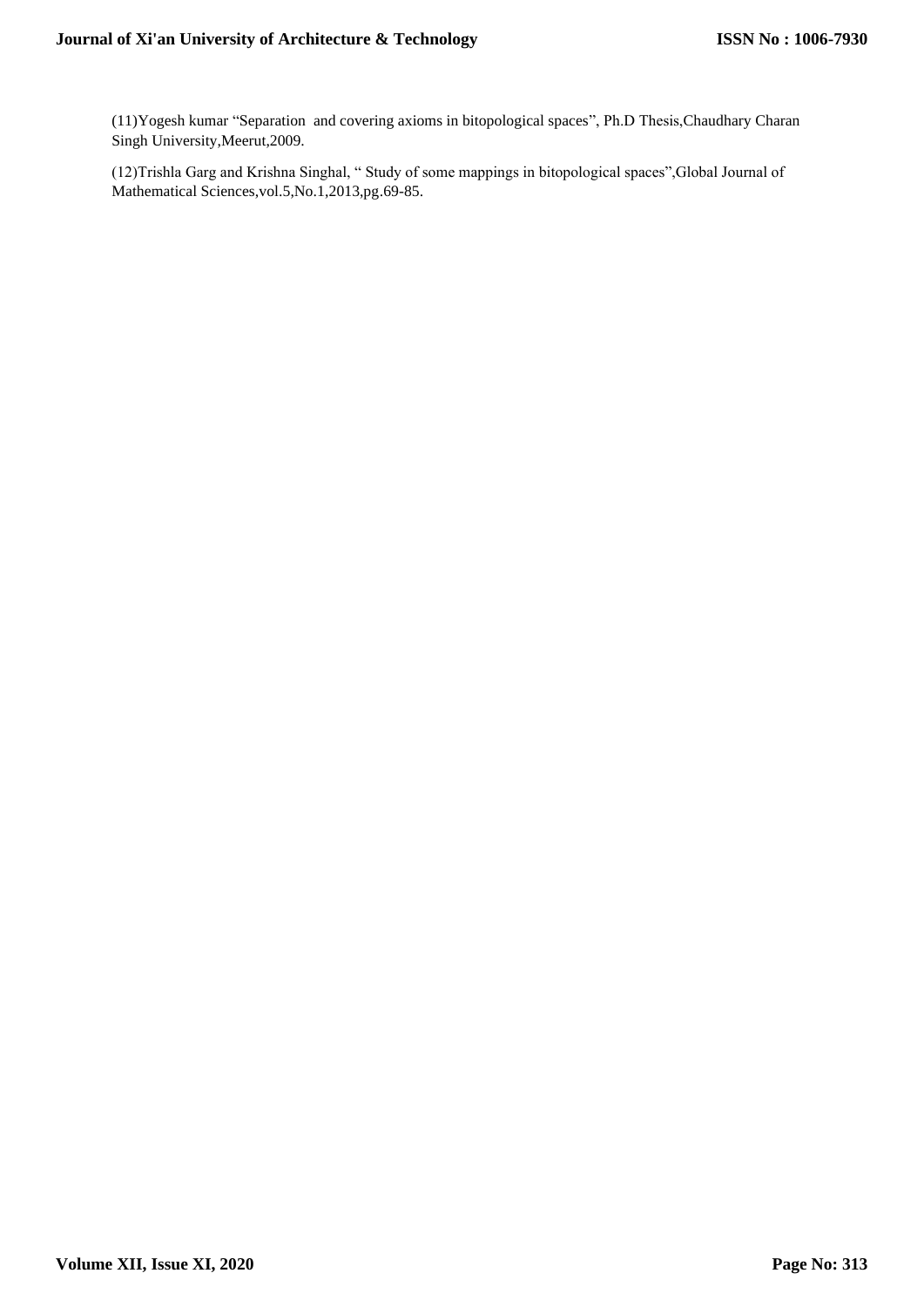(11)Yogesh kumar "Separation and covering axioms in bitopological spaces", Ph.D Thesis,Chaudhary Charan Singh University,Meerut,2009.

(12)Trishla Garg and Krishna Singhal, " Study of some mappings in bitopological spaces",Global Journal of Mathematical Sciences,vol.5,No.1,2013,pg.69-85.